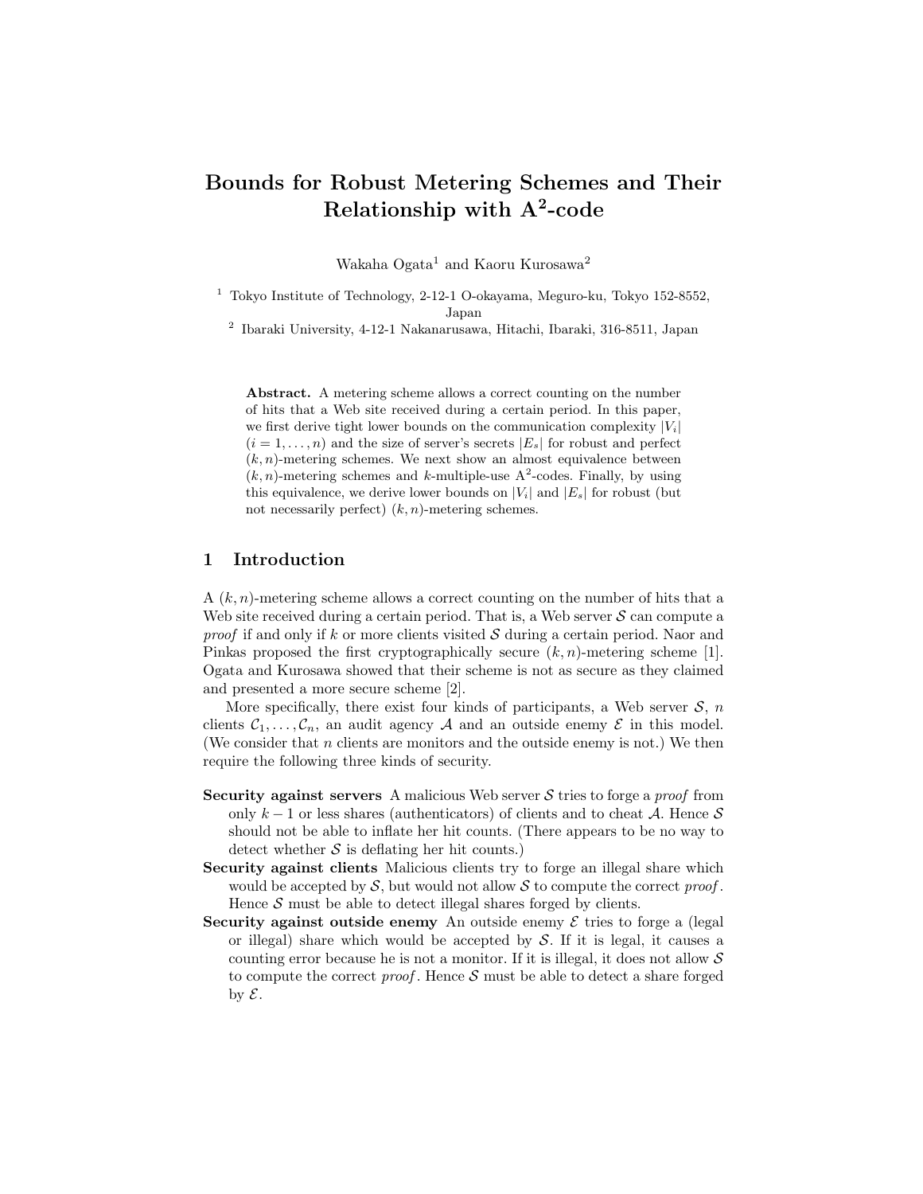# Bounds for Robust Metering Schemes and Their Relationship with A$^2$-code

Wakaha Ogata[1] and Kaoru Kurosawa[2]

[1] Tokyo Institute of Technology, 2-12-1 O-okayama, Meguro-ku, Tokyo 152-8552, Japan

[2] Ibaraki University, 4-12-1 Nakanarusawa, Hitachi, Ibaraki, 316-8511, Japan

**Abstract.** A metering scheme allows a correct counting on the number of hits that a Web site received during a certain period. In this paper, we first derive tight lower bounds on the communication complexity $|V_i|$ $(i = 1, \ldots, n)$ and the size of server's secrets $|E_s|$ for robust and perfect $(k, n)$-metering schemes. We next show an almost equivalence between $(k, n)$-metering schemes and $k$-multiple-use A$^2$-codes. Finally, by using this equivalence, we derive lower bounds on $|V_i|$ and $|E_s|$ for robust (but not necessarily perfect) $(k, n)$-metering schemes.

## 1 Introduction

A $(k, n)$-metering scheme allows a correct counting on the number of hits that a Web site received during a certain period. That is, a Web server $\mathcal{S}$ can compute a *proof* if and only if $k$ or more clients visited $\mathcal{S}$ during a certain period. Naor and Pinkas proposed the first cryptographically secure $(k, n)$-metering scheme [1]. Ogata and Kurosawa showed that their scheme is not as secure as they claimed and presented a more secure scheme [2].

More specifically, there exist four kinds of participants, a Web server $\mathcal{S}$, $n$ clients $\mathcal{C}_1, \ldots, \mathcal{C}_n$, an audit agency $\mathcal{A}$ and an outside enemy $\mathcal{E}$ in this model. (We consider that $n$ clients are monitors and the outside enemy is not.) We then require the following three kinds of security.

**Security against servers** A malicious Web server $\mathcal{S}$ tries to forge a *proof* from only $k-1$ or less shares (authenticators) of clients and to cheat $\mathcal{A}$. Hence $\mathcal{S}$ should not be able to inflate her hit counts. (There appears to be no way to detect whether $\mathcal{S}$ is deflating her hit counts.)

**Security against clients** Malicious clients try to forge an illegal share which would be accepted by $\mathcal{S}$, but would not allow $\mathcal{S}$ to compute the correct *proof*. Hence $\mathcal{S}$ must be able to detect illegal shares forged by clients.

**Security against outside enemy** An outside enemy $\mathcal{E}$ tries to forge a (legal or illegal) share which would be accepted by $\mathcal{S}$. If it is legal, it causes a counting error because he is not a monitor. If it is illegal, it does not allow $\mathcal{S}$ to compute the correct *proof*. Hence $\mathcal{S}$ must be able to detect a share forged by $\mathcal{E}$.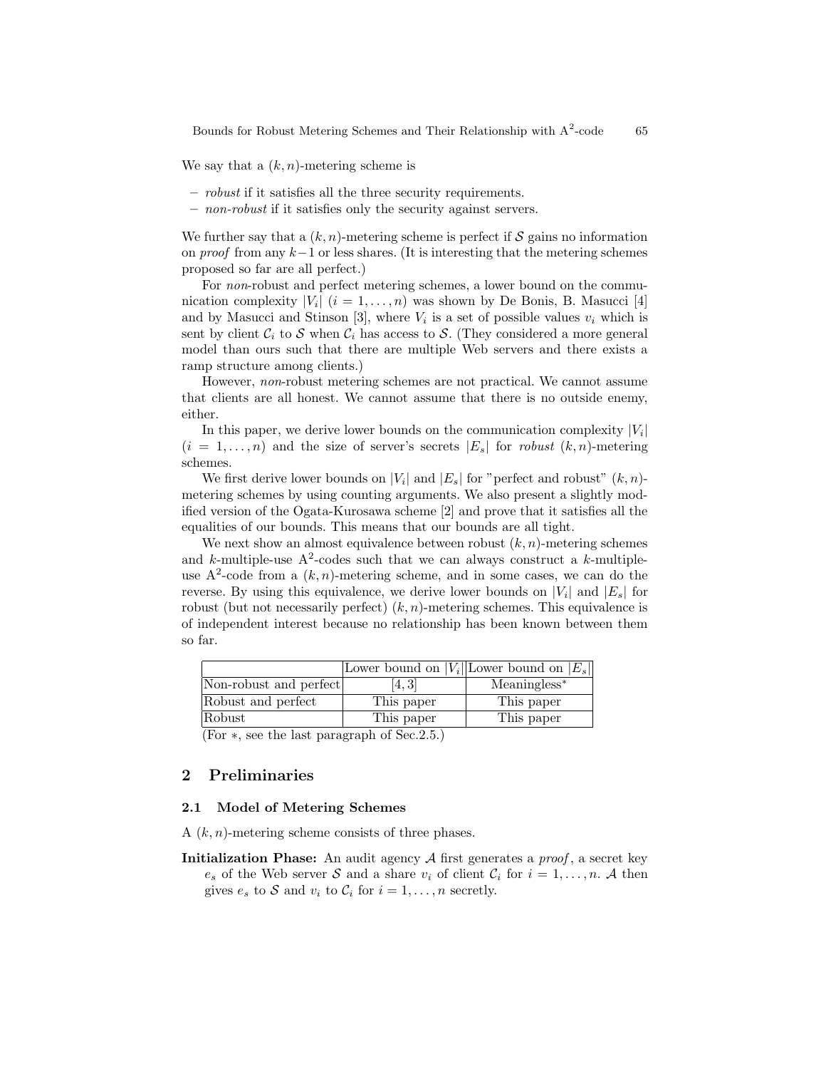We say that a $(k, n)$-metering scheme is

- *robust* if it satisfies all the three security requirements.
- *non-robust* if it satisfies only the security against servers.

We further say that a $(k, n)$-metering scheme is perfect if $\mathcal{S}$ gains no information on *proof* from any $k-1$ or less shares. (It is interesting that the metering schemes proposed so far are all perfect.)

For *non*-robust and perfect metering schemes, a lower bound on the communication complexity $|V_i|$ $(i = 1, \ldots, n)$ was shown by De Bonis, B. Masucci [4] and by Masucci and Stinson [3], where $V_i$ is a set of possible values $v_i$ which is sent by client $\mathcal{C}_i$ to $\mathcal{S}$ when $\mathcal{C}_i$ has access to $\mathcal{S}$. (They considered a more general model than ours such that there are multiple Web servers and there exists a ramp structure among clients.)

However, *non*-robust metering schemes are not practical. We cannot assume that clients are all honest. We cannot assume that there is no outside enemy, either.

In this paper, we derive lower bounds on the communication complexity $|V_i|$ $(i = 1, \ldots, n)$ and the size of server's secrets $|E_s|$ for *robust* $(k, n)$-metering schemes.

We first derive lower bounds on $|V_i|$ and $|E_s|$ for "perfect and robust" $(k, n)$-metering schemes by using counting arguments. We also present a slightly modified version of the Ogata-Kurosawa scheme [2] and prove that it satisfies all the equalities of our bounds. This means that our bounds are all tight.

We next show an almost equivalence between robust $(k, n)$-metering schemes and $k$-multiple-use A$^2$-codes such that we can always construct a $k$-multiple-use A$^2$-code from a $(k, n)$-metering scheme, and in some cases, we can do the reverse. By using this equivalence, we derive lower bounds on $|V_i|$ and $|E_s|$ for robust (but not necessarily perfect) $(k, n)$-metering schemes. This equivalence is of independent interest because no relationship has been known between them so far.

| | Lower bound on $\lvert V_i \rvert$ | Lower bound on $\lvert E_s \rvert$ |
|---|---|---|
| Non-robust and perfect | [4, 3] | Meaningless$^*$ |
| Robust and perfect | This paper | This paper |
| Robust | This paper | This paper |

(For $*$, see the last paragraph of Sec.2.5.)

## 2 Preliminaries

### 2.1 Model of Metering Schemes

A $(k, n)$-metering scheme consists of three phases.

**Initialization Phase:** An audit agency $\mathcal{A}$ first generates a *proof*, a secret key $e_s$ of the Web server $\mathcal{S}$ and a share $v_i$ of client $\mathcal{C}_i$ for $i = 1, \ldots, n$. $\mathcal{A}$ then gives $e_s$ to $\mathcal{S}$ and $v_i$ to $\mathcal{C}_i$ for $i = 1, \ldots, n$ secretly.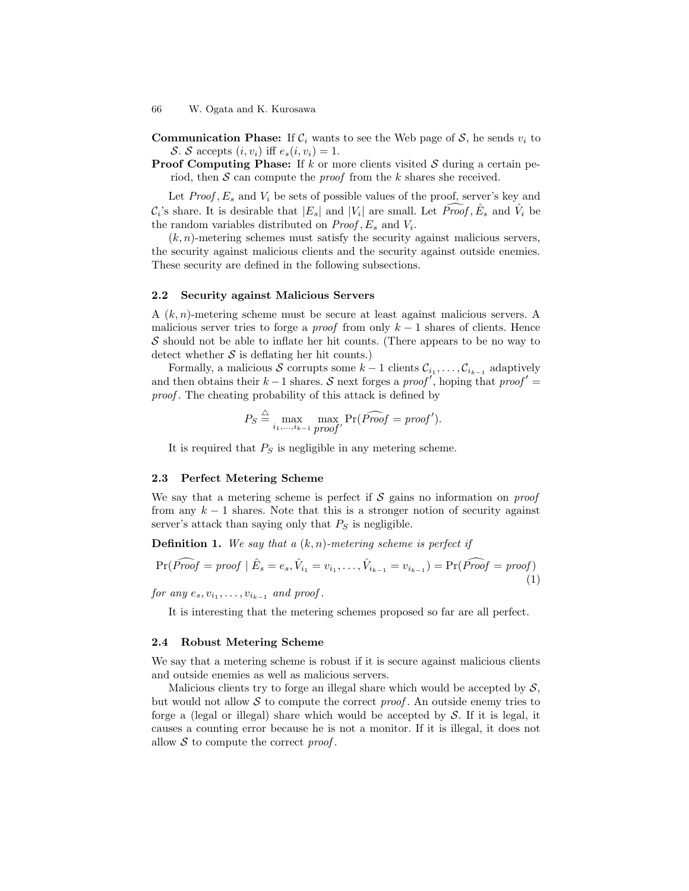**Communication Phase:** If $\mathcal{C}_i$ wants to see the Web page of $\mathcal{S}$, he sends $v_i$ to $\mathcal{S}$. $\mathcal{S}$ accepts $(i, v_i)$ iff $e_s(i, v_i) = 1$.

**Proof Computing Phase:** If $k$ or more clients visited $\mathcal{S}$ during a certain period, then $\mathcal{S}$ can compute the *proof* from the $k$ shares she received.

Let $\mathit{Proof}, E_s$ and $V_i$ be sets of possible values of the proof, server's key and $\mathcal{C}_i$'s share. It is desirable that $|E_s|$ and $|V_i|$ are small. Let $\widehat{\mathit{Proof}}, \hat{E}_s$ and $\hat{V}_i$ be the random variables distributed on $\mathit{Proof}, E_s$ and $V_i$.

$(k, n)$-metering schemes must satisfy the security against malicious servers, the security against malicious clients and the security against outside enemies. These security are defined in the following subsections.

### 2.2 Security against Malicious Servers

A $(k, n)$-metering scheme must be secure at least against malicious servers. A malicious server tries to forge a *proof* from only $k - 1$ shares of clients. Hence $\mathcal{S}$ should not be able to inflate her hit counts. (There appears to be no way to detect whether $\mathcal{S}$ is deflating her hit counts.)

Formally, a malicious $\mathcal{S}$ corrupts some $k - 1$ clients $\mathcal{C}_{i_1}, \ldots, \mathcal{C}_{i_{k-1}}$ adaptively and then obtains their $k - 1$ shares. $\mathcal{S}$ next forges a $\mathit{proof}'$, hoping that $\mathit{proof}' = \mathit{proof}$. The cheating probability of this attack is defined by

$$P_S \stackrel{\triangle}{=} \max_{i_1, \ldots, i_{k-1}} \max_{\mathit{proof}'} \Pr(\widehat{\mathit{Proof}} = \mathit{proof}').$$

It is required that $P_S$ is negligible in any metering scheme.

### 2.3 Perfect Metering Scheme

We say that a metering scheme is perfect if $\mathcal{S}$ gains no information on *proof* from any $k - 1$ shares. Note that this is a stronger notion of security against server's attack than saying only that $P_S$ is negligible.

**Definition 1.** *We say that a $(k, n)$-metering scheme is perfect if*

$$\Pr(\widehat{\mathit{Proof}} = \mathit{proof} \mid \hat{E}_s = e_s, \hat{V}_{i_1} = v_{i_1}, \ldots, \hat{V}_{i_{k-1}} = v_{i_{k-1}}) = \Pr(\widehat{\mathit{Proof}} = \mathit{proof}) \quad (1)$$

*for any $e_s, v_{i_1}, \ldots, v_{i_{k-1}}$ and proof.*

It is interesting that the metering schemes proposed so far are all perfect.

### 2.4 Robust Metering Scheme

We say that a metering scheme is robust if it is secure against malicious clients and outside enemies as well as malicious servers.

Malicious clients try to forge an illegal share which would be accepted by $\mathcal{S}$, but would not allow $\mathcal{S}$ to compute the correct *proof*. An outside enemy tries to forge a (legal or illegal) share which would be accepted by $\mathcal{S}$. If it is legal, it causes a counting error because he is not a monitor. If it is illegal, it does not allow $\mathcal{S}$ to compute the correct *proof*.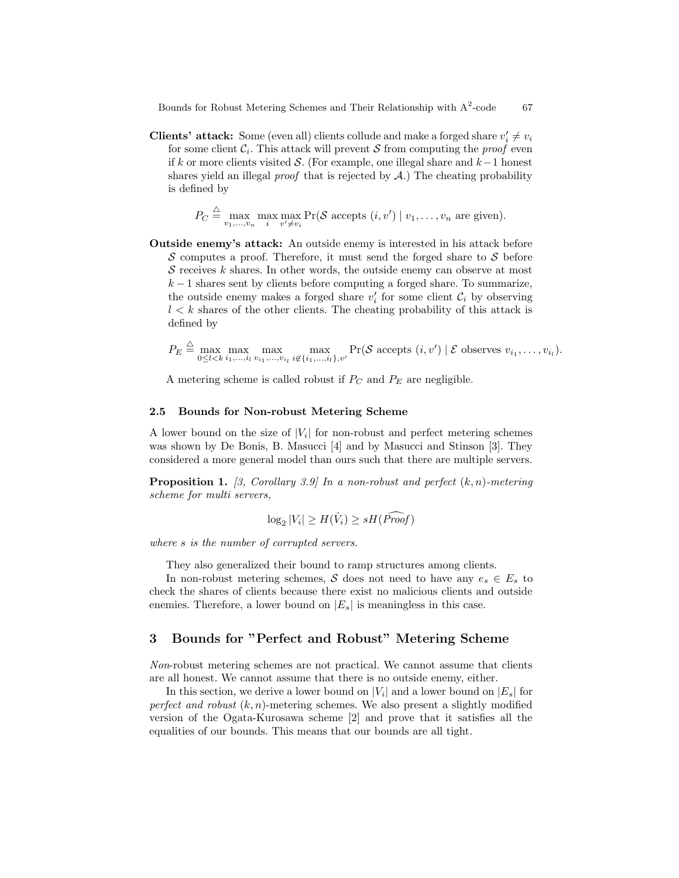**Clients' attack:** Some (even all) clients collude and make a forged share $v_i' \neq v_i$ for some client $\mathcal{C}_i$. This attack will prevent $\mathcal{S}$ from computing the *proof* even if $k$ or more clients visited $\mathcal{S}$. (For example, one illegal share and $k-1$ honest shares yield an illegal *proof* that is rejected by $\mathcal{A}$.) The cheating probability is defined by

$$P_C \stackrel{\triangle}{=} \max_{v_1,\ldots,v_n} \max_i \max_{v' \neq v_i} \Pr(\mathcal{S} \text{ accepts } (i, v') \mid v_1, \ldots, v_n \text{ are given}).$$

**Outside enemy's attack:** An outside enemy is interested in his attack before $\mathcal{S}$ computes a proof. Therefore, it must send the forged share to $\mathcal{S}$ before $\mathcal{S}$ receives $k$ shares. In other words, the outside enemy can observe at most $k-1$ shares sent by clients before computing a forged share. To summarize, the outside enemy makes a forged share $v_i'$ for some client $\mathcal{C}_i$ by observing $l < k$ shares of the other clients. The cheating probability of this attack is defined by

$$P_E \stackrel{\triangle}{=} \max_{0 \leq l < k} \max_{i_1,\ldots,i_l} \max_{v_{i_1},\ldots,v_{i_l}} \max_{i \notin \{i_1,\ldots,i_l\}, v'} \Pr(\mathcal{S} \text{ accepts } (i, v') \mid \mathcal{E} \text{ observes } v_{i_1}, \ldots, v_{i_l}).$$

A metering scheme is called robust if $P_C$ and $P_E$ are negligible.

### 2.5 Bounds for Non-robust Metering Scheme

A lower bound on the size of $|V_i|$ for non-robust and perfect metering schemes was shown by De Bonis, B. Masucci [4] and by Masucci and Stinson [3]. They considered a more general model than ours such that there are multiple servers.

**Proposition 1.** *[3, Corollary 3.9] In a non-robust and perfect $(k, n)$-metering scheme for multi servers,*

$$\log_2 |V_i| \geq H(\hat{V}_i) \geq sH(\widehat{Proof})$$

*where $s$ is the number of corrupted servers.*

They also generalized their bound to ramp structures among clients.

In non-robust metering schemes, $\mathcal{S}$ does not need to have any $e_s \in E_s$ to check the shares of clients because there exist no malicious clients and outside enemies. Therefore, a lower bound on $|E_s|$ is meaningless in this case.

## 3 Bounds for "Perfect and Robust" Metering Scheme

*Non*-robust metering schemes are not practical. We cannot assume that clients are all honest. We cannot assume that there is no outside enemy, either.

In this section, we derive a lower bound on $|V_i|$ and a lower bound on $|E_s|$ for *perfect and robust* $(k, n)$-metering schemes. We also present a slightly modified version of the Ogata-Kurosawa scheme [2] and prove that it satisfies all the equalities of our bounds. This means that our bounds are all tight.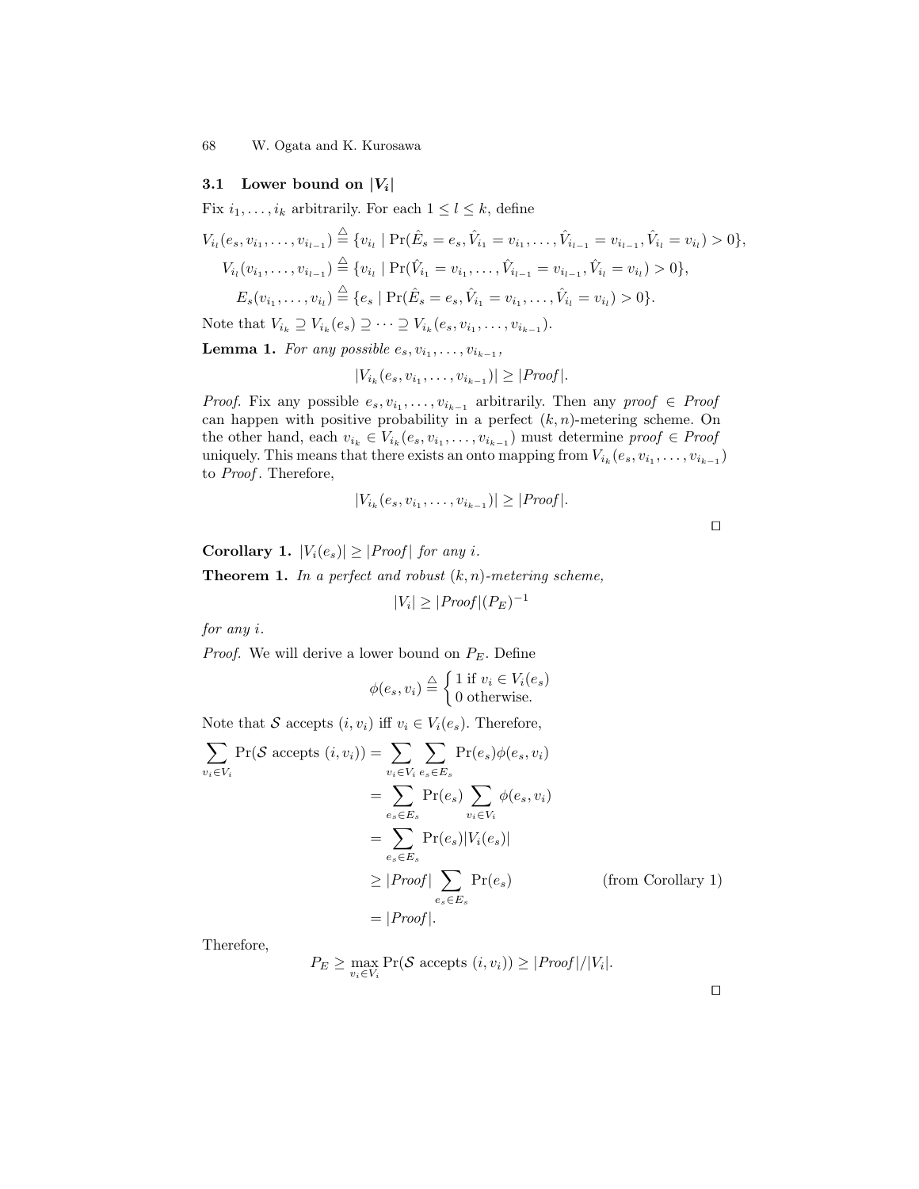### 3.1 Lower bound on $|V_i|$

Fix $i_1, \ldots, i_k$ arbitrarily. For each $1 \le l \le k$, define

$$V_{i_l}(e_s, v_{i_1}, \ldots, v_{i_{l-1}}) \stackrel{\triangle}{=} \{v_{i_l} \mid \Pr(\hat{E}_s = e_s, \hat{V}_{i_1} = v_{i_1}, \ldots, \hat{V}_{i_{l-1}} = v_{i_{l-1}}, \hat{V}_{i_l} = v_{i_l}) > 0\},$$

$$V_{i_l}(v_{i_1}, \ldots, v_{i_{l-1}}) \stackrel{\triangle}{=} \{v_{i_l} \mid \Pr(\hat{V}_{i_1} = v_{i_1}, \ldots, \hat{V}_{i_{l-1}} = v_{i_{l-1}}, \hat{V}_{i_l} = v_{i_l}) > 0\},$$

$$E_s(v_{i_1}, \ldots, v_{i_l}) \stackrel{\triangle}{=} \{e_s \mid \Pr(\hat{E}_s = e_s, \hat{V}_{i_1} = v_{i_1}, \ldots, \hat{V}_{i_l} = v_{i_l}) > 0\}.$$

Note that $V_{i_k} \supseteq V_{i_k}(e_s) \supseteq \cdots \supseteq V_{i_k}(e_s, v_{i_1}, \ldots, v_{i_{k-1}})$.

**Lemma 1.** *For any possible $e_s, v_{i_1}, \ldots, v_{i_{k-1}}$,*

$$|V_{i_k}(e_s, v_{i_1}, \ldots, v_{i_{k-1}})| \ge |Proof|.$$

*Proof.* Fix any possible $e_s, v_{i_1}, \ldots, v_{i_{k-1}}$ arbitrarily. Then any $proof \in Proof$ can happen with positive probability in a perfect $(k, n)$-metering scheme. On the other hand, each $v_{i_k} \in V_{i_k}(e_s, v_{i_1}, \ldots, v_{i_{k-1}})$ must determine $proof \in Proof$ uniquely. This means that there exists an onto mapping from $V_{i_k}(e_s, v_{i_1}, \ldots, v_{i_{k-1}})$ to $Proof$. Therefore,

$$|V_{i_k}(e_s, v_{i_1}, \ldots, v_{i_{k-1}})| \ge |Proof|.$$

□

**Corollary 1.** $|V_i(e_s)| \ge |Proof|$ *for any $i$.*

**Theorem 1.** *In a perfect and robust $(k, n)$-metering scheme,*

$$|V_i| \ge |Proof|(P_E)^{-1}$$

*for any $i$.*

*Proof.* We will derive a lower bound on $P_E$. Define

$$\phi(e_s, v_i) \stackrel{\triangle}{=} \begin{cases} 1 \text{ if } v_i \in V_i(e_s) \\ 0 \text{ otherwise.} \end{cases}$$

Note that $\mathcal{S}$ accepts $(i, v_i)$ iff $v_i \in V_i(e_s)$. Therefore,

$$\begin{aligned}
\sum_{v_i \in V_i} \Pr(\mathcal{S} \text{ accepts } (i, v_i)) &= \sum_{v_i \in V_i} \sum_{e_s \in E_s} \Pr(e_s)\phi(e_s, v_i) \\
&= \sum_{e_s \in E_s} \Pr(e_s) \sum_{v_i \in V_i} \phi(e_s, v_i) \\
&= \sum_{e_s \in E_s} \Pr(e_s)|V_i(e_s)| \\
&\ge |Proof| \sum_{e_s \in E_s} \Pr(e_s) \qquad \text{(from Corollary 1)} \\
&= |Proof|.
\end{aligned}$$

Therefore,

$$P_E \ge \max_{v_i \in V_i} \Pr(\mathcal{S} \text{ accepts } (i, v_i)) \ge |Proof|/|V_i|.$$

□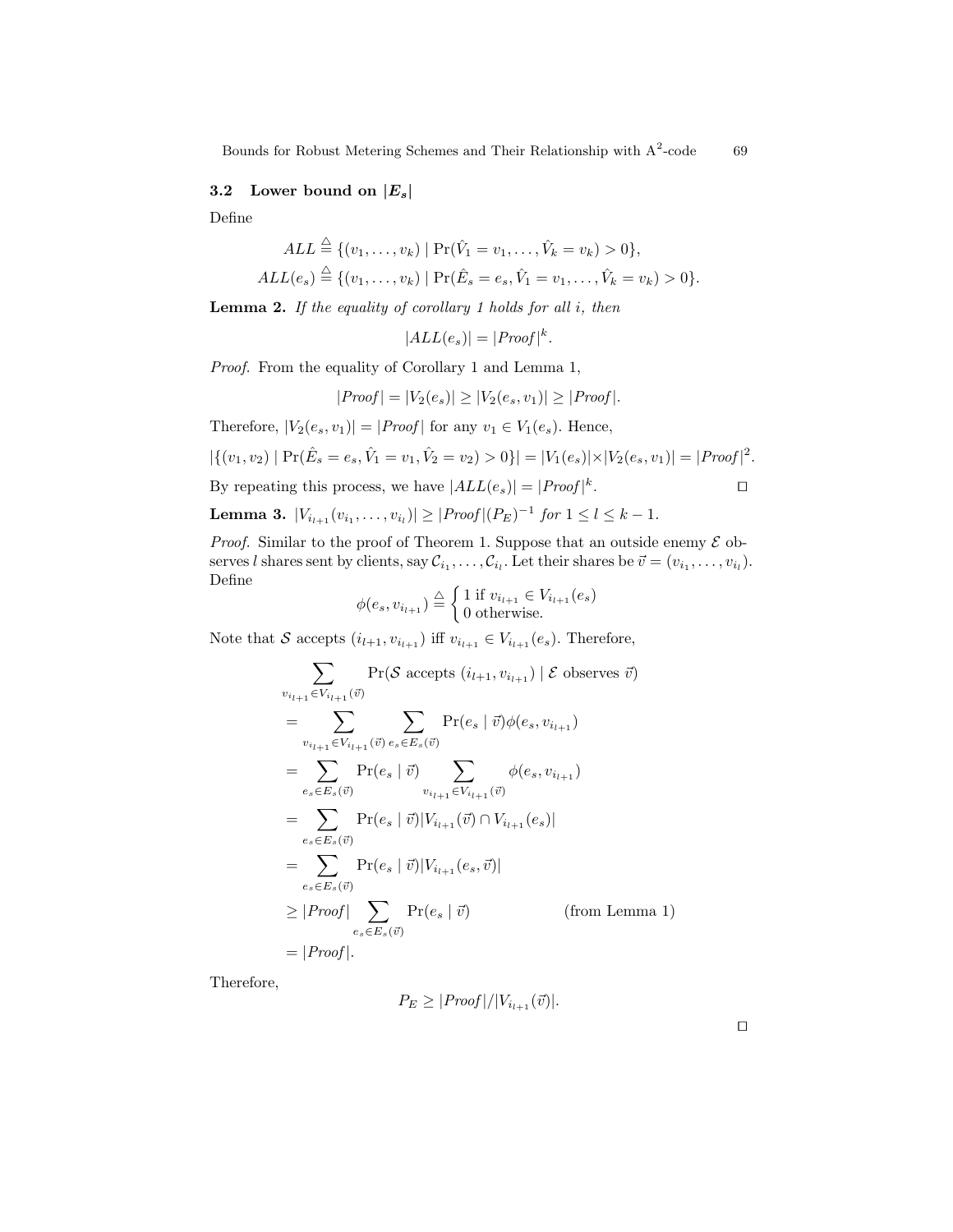### 3.2 Lower bound on $|E_s|$

Define

$$ALL \stackrel{\triangle}{=} \{(v_1, \ldots, v_k) \mid \Pr(\hat{V}_1 = v_1, \ldots, \hat{V}_k = v_k) > 0\},$$

$$ALL(e_s) \stackrel{\triangle}{=} \{(v_1, \ldots, v_k) \mid \Pr(\hat{E}_s = e_s, \hat{V}_1 = v_1, \ldots, \hat{V}_k = v_k) > 0\}.$$

**Lemma 2.** *If the equality of corollary 1 holds for all $i$, then*

$$|ALL(e_s)| = |Proof|^k.$$

*Proof.* From the equality of Corollary 1 and Lemma 1,

$$|Proof| = |V_2(e_s)| \geq |V_2(e_s, v_1)| \geq |Proof|.$$

Therefore, $|V_2(e_s, v_1)| = |Proof|$ for any $v_1 \in V_1(e_s)$. Hence,

$$|\{(v_1, v_2) \mid \Pr(\hat{E}_s = e_s, \hat{V}_1 = v_1, \hat{V}_2 = v_2) > 0\}| = |V_1(e_s)| \times |V_2(e_s, v_1)| = |Proof|^2.$$

By repeating this process, we have $|ALL(e_s)| = |Proof|^k$. □

**Lemma 3.** $|V_{i_{l+1}}(v_{i_1}, \ldots, v_{i_l})| \geq |Proof|(P_E)^{-1}$ *for* $1 \leq l \leq k-1$.

*Proof.* Similar to the proof of Theorem 1. Suppose that an outside enemy $\mathcal{E}$ observes $l$ shares sent by clients, say $\mathcal{C}_{i_1}, \ldots, \mathcal{C}_{i_l}$. Let their shares be $\vec{v} = (v_{i_1}, \ldots, v_{i_l})$. Define

$$\phi(e_s, v_{i_{l+1}}) \stackrel{\triangle}{=} \begin{cases} 1 \text{ if } v_{i_{l+1}} \in V_{i_{l+1}}(e_s) \\ 0 \text{ otherwise.} \end{cases}$$

Note that $\mathcal{S}$ accepts $(i_{l+1}, v_{i_{l+1}})$ iff $v_{i_{l+1}} \in V_{i_{l+1}}(e_s)$. Therefore,

$$\begin{aligned}
&\sum_{v_{i_{l+1}} \in V_{i_{l+1}}(\vec{v})} \Pr(\mathcal{S} \text{ accepts } (i_{l+1}, v_{i_{l+1}}) \mid \mathcal{E} \text{ observes } \vec{v}) \\
&= \sum_{v_{i_{l+1}} \in V_{i_{l+1}}(\vec{v})} \sum_{e_s \in E_s(\vec{v})} \Pr(e_s \mid \vec{v}) \phi(e_s, v_{i_{l+1}}) \\
&= \sum_{e_s \in E_s(\vec{v})} \Pr(e_s \mid \vec{v}) \sum_{v_{i_{l+1}} \in V_{i_{l+1}}(\vec{v})} \phi(e_s, v_{i_{l+1}}) \\
&= \sum_{e_s \in E_s(\vec{v})} \Pr(e_s \mid \vec{v}) |V_{i_{l+1}}(\vec{v}) \cap V_{i_{l+1}}(e_s)| \\
&= \sum_{e_s \in E_s(\vec{v})} \Pr(e_s \mid \vec{v}) |V_{i_{l+1}}(e_s, \vec{v})| \\
&\geq |Proof| \sum_{e_s \in E_s(\vec{v})} \Pr(e_s \mid \vec{v}) \qquad \text{(from Lemma 1)} \\
&= |Proof|.
\end{aligned}$$

Therefore,

$$P_E \geq |Proof| / |V_{i_{l+1}}(\vec{v})|.$$

□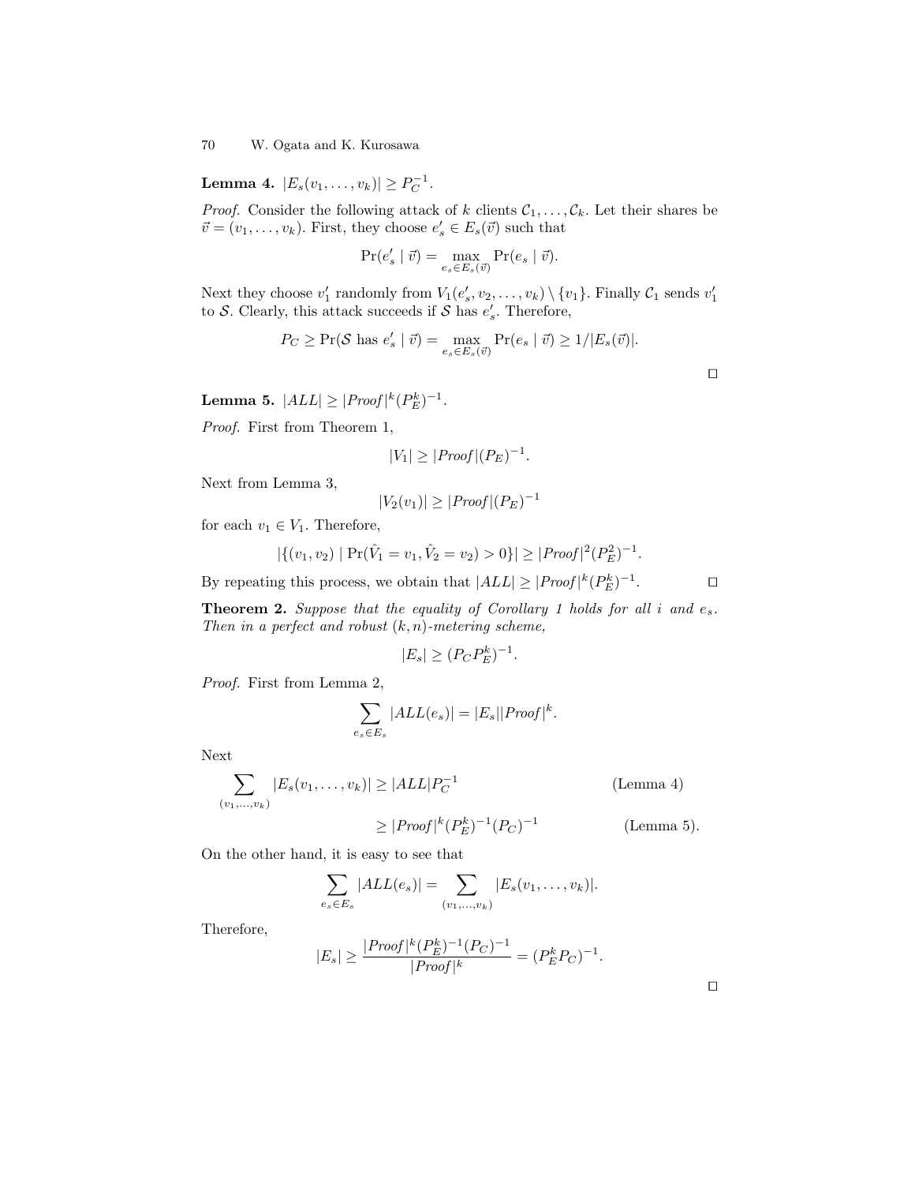**Lemma 4.** $|E_s(v_1, \ldots, v_k)| \geq P_C^{-1}$.

*Proof.* Consider the following attack of $k$ clients $\mathcal{C}_1, \ldots, \mathcal{C}_k$. Let their shares be $\vec{v} = (v_1, \ldots, v_k)$. First, they choose $e'_s \in E_s(\vec{v})$ such that

$$\Pr(e'_s \mid \vec{v}) = \max_{e_s \in E_s(\vec{v})} \Pr(e_s \mid \vec{v}).$$

Next they choose $v'_1$ randomly from $V_1(e'_s, v_2, \ldots, v_k) \setminus \{v_1\}$. Finally $\mathcal{C}_1$ sends $v'_1$ to $\mathcal{S}$. Clearly, this attack succeeds if $\mathcal{S}$ has $e'_s$. Therefore,

$$P_C \geq \Pr(\mathcal{S} \text{ has } e'_s \mid \vec{v}) = \max_{e_s \in E_s(\vec{v})} \Pr(e_s \mid \vec{v}) \geq 1/|E_s(\vec{v})|.$$

□

**Lemma 5.** $|ALL| \geq |Proof|^k (P_E^k)^{-1}$.

*Proof.* First from Theorem 1,

$$|V_1| \geq |Proof|(P_E)^{-1}.$$

Next from Lemma 3,

$$|V_2(v_1)| \geq |Proof|(P_E)^{-1}$$

for each $v_1 \in V_1$. Therefore,

$$|\{(v_1, v_2) \mid \Pr(\hat{V}_1 = v_1, \hat{V}_2 = v_2) > 0\}| \geq |Proof|^2 (P_E^2)^{-1}.$$

By repeating this process, we obtain that $|ALL| \geq |Proof|^k (P_E^k)^{-1}$. □

**Theorem 2.** *Suppose that the equality of Corollary 1 holds for all $i$ and $e_s$. Then in a perfect and robust $(k, n)$-metering scheme,*

$$|E_s| \geq (P_C P_E^k)^{-1}.$$

*Proof.* First from Lemma 2,

$$\sum_{e_s \in E_s} |ALL(e_s)| = |E_s||Proof|^k.$$

Next

$$\begin{aligned}
\sum_{(v_1, \ldots, v_k)} |E_s(v_1, \ldots, v_k)| &\geq |ALL| P_C^{-1} && \text{(Lemma 4)} \\
&\geq |Proof|^k (P_E^k)^{-1} (P_C)^{-1} && \text{(Lemma 5)}.
\end{aligned}$$

On the other hand, it is easy to see that

$$\sum_{e_s \in E_s} |ALL(e_s)| = \sum_{(v_1, \ldots, v_k)} |E_s(v_1, \ldots, v_k)|.$$

Therefore,

$$|E_s| \geq \frac{|Proof|^k (P_E^k)^{-1} (P_C)^{-1}}{|Proof|^k} = (P_E^k P_C)^{-1}.$$

□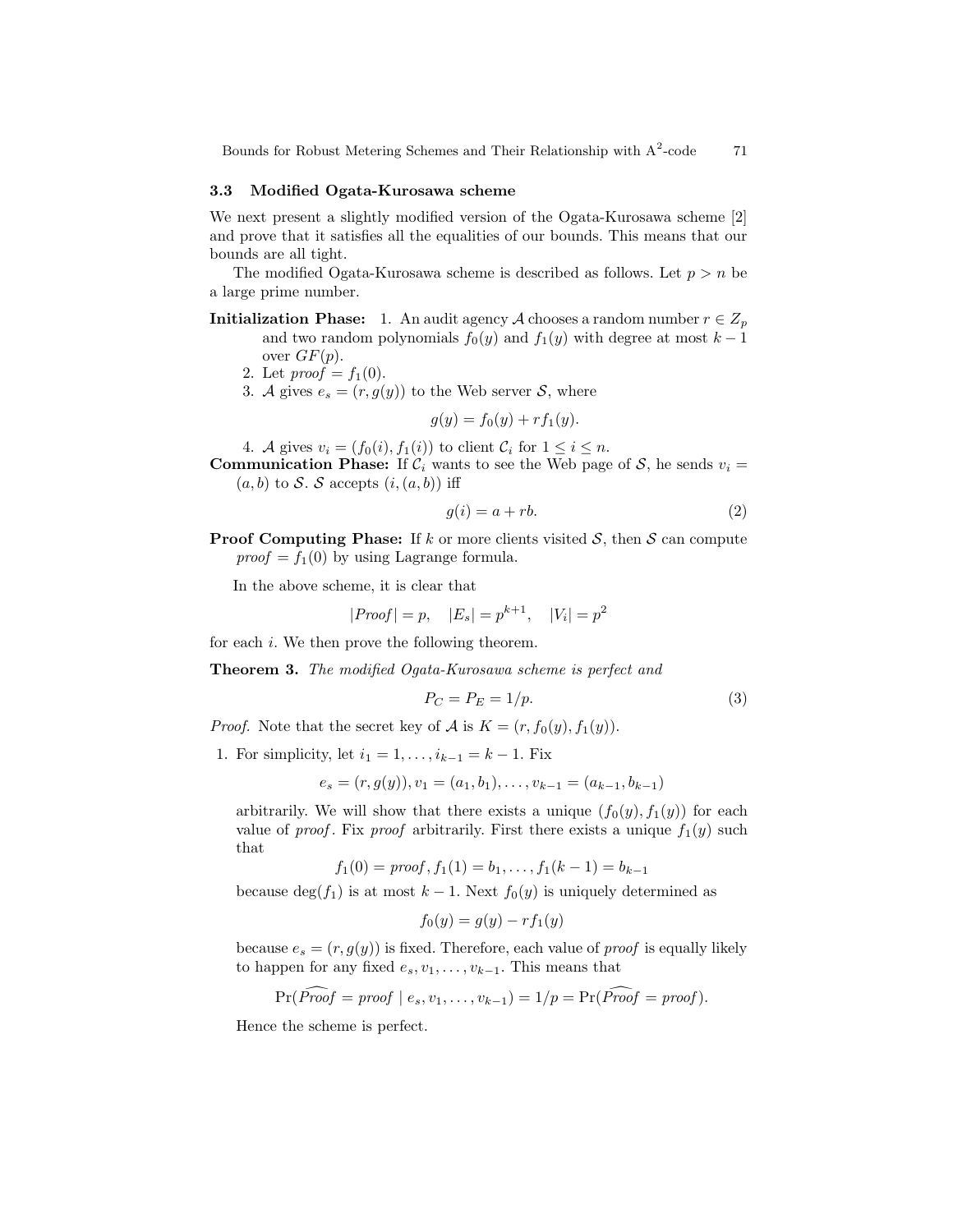### 3.3 Modified Ogata-Kurosawa scheme

We next present a slightly modified version of the Ogata-Kurosawa scheme [2] and prove that it satisfies all the equalities of our bounds. This means that our bounds are all tight.

The modified Ogata-Kurosawa scheme is described as follows. Let $p > n$ be a large prime number.

**Initialization Phase:**
1. An audit agency $\mathcal{A}$ chooses a random number $r \in Z_p$ and two random polynomials $f_0(y)$ and $f_1(y)$ with degree at most $k-1$ over $GF(p)$.
2. Let $\mathit{proof} = f_1(0)$.
3. $\mathcal{A}$ gives $e_s = (r, g(y))$ to the Web server $\mathcal{S}$, where

$$g(y) = f_0(y) + r f_1(y).$$

4. $\mathcal{A}$ gives $v_i = (f_0(i), f_1(i))$ to client $\mathcal{C}_i$ for $1 \leq i \leq n$.

**Communication Phase:** If $\mathcal{C}_i$ wants to see the Web page of $\mathcal{S}$, he sends $v_i = (a, b)$ to $\mathcal{S}$. $\mathcal{S}$ accepts $(i, (a, b))$ iff

$$g(i) = a + rb. \tag{2}$$

**Proof Computing Phase:** If $k$ or more clients visited $\mathcal{S}$, then $\mathcal{S}$ can compute $\mathit{proof} = f_1(0)$ by using Lagrange formula.

In the above scheme, it is clear that

$$|\mathit{Proof}| = p, \quad |E_s| = p^{k+1}, \quad |V_i| = p^2$$

for each $i$. We then prove the following theorem.

**Theorem 3.** *The modified Ogata-Kurosawa scheme is perfect and*

$$P_C = P_E = 1/p. \tag{3}$$

*Proof.* Note that the secret key of $\mathcal{A}$ is $K = (r, f_0(y), f_1(y))$.

1. For simplicity, let $i_1 = 1, \ldots, i_{k-1} = k-1$. Fix

$$e_s = (r, g(y)), v_1 = (a_1, b_1), \ldots, v_{k-1} = (a_{k-1}, b_{k-1})$$

arbitrarily. We will show that there exists a unique $(f_0(y), f_1(y))$ for each value of $\mathit{proof}$. Fix $\mathit{proof}$ arbitrarily. First there exists a unique $f_1(y)$ such that

$$f_1(0) = \mathit{proof}, f_1(1) = b_1, \ldots, f_1(k-1) = b_{k-1}$$

because $\deg(f_1)$ is at most $k-1$. Next $f_0(y)$ is uniquely determined as

$$f_0(y) = g(y) - r f_1(y)$$

because $e_s = (r, g(y))$ is fixed. Therefore, each value of $\mathit{proof}$ is equally likely to happen for any fixed $e_s, v_1, \ldots, v_{k-1}$. This means that

$$\Pr(\widehat{\mathit{Proof}} = \mathit{proof} \mid e_s, v_1, \ldots, v_{k-1}) = 1/p = \Pr(\widehat{\mathit{Proof}} = \mathit{proof}).$$

Hence the scheme is perfect.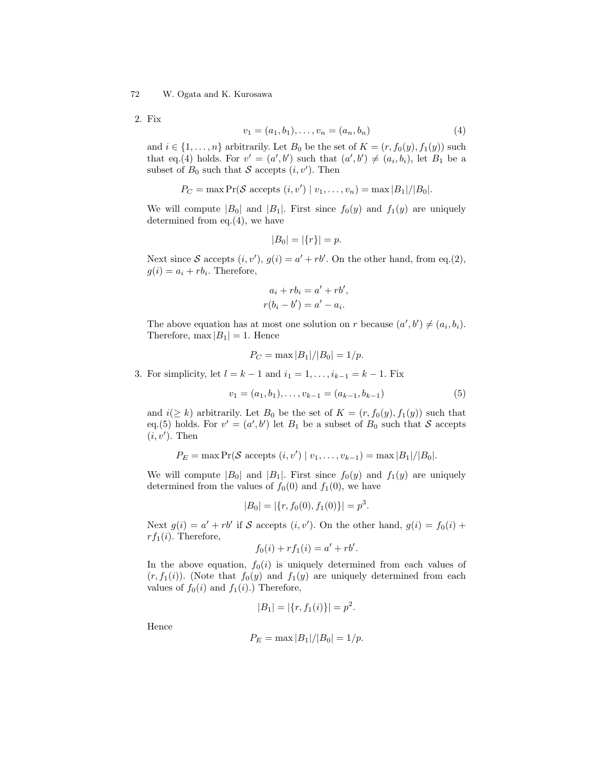2. Fix

$$v_1 = (a_1, b_1), \ldots, v_n = (a_n, b_n) \tag{4}$$

and $i \in \{1, \ldots, n\}$ arbitrarily. Let $B_0$ be the set of $K = (r, f_0(y), f_1(y))$ such that eq.(4) holds. For $v' = (a', b')$ such that $(a', b') \neq (a_i, b_i)$, let $B_1$ be a subset of $B_0$ such that $\mathcal{S}$ accepts $(i, v')$. Then

$$P_C = \max \Pr(\mathcal{S} \text{ accepts } (i, v') \mid v_1, \ldots, v_n) = \max |B_1|/|B_0|.$$

We will compute $|B_0|$ and $|B_1|$. First since $f_0(y)$ and $f_1(y)$ are uniquely determined from eq.(4), we have

$$|B_0| = |\{r\}| = p.$$

Next since $\mathcal{S}$ accepts $(i, v')$, $g(i) = a' + rb'$. On the other hand, from eq.(2), $g(i) = a_i + rb_i$. Therefore,

$$a_i + rb_i = a' + rb',$$
$$r(b_i - b') = a' - a_i.$$

The above equation has at most one solution on $r$ because $(a', b') \neq (a_i, b_i)$. Therefore, $\max |B_1| = 1$. Hence

$$P_C = \max |B_1|/|B_0| = 1/p.$$

3. For simplicity, let $l = k - 1$ and $i_1 = 1, \ldots, i_{k-1} = k - 1$. Fix

$$v_1 = (a_1, b_1), \ldots, v_{k-1} = (a_{k-1}, b_{k-1}) \tag{5}$$

and $i (\geq k)$ arbitrarily. Let $B_0$ be the set of $K = (r, f_0(y), f_1(y))$ such that eq.(5) holds. For $v' = (a', b')$ let $B_1$ be a subset of $B_0$ such that $\mathcal{S}$ accepts $(i, v')$. Then

$$P_E = \max \Pr(\mathcal{S} \text{ accepts } (i, v') \mid v_1, \ldots, v_{k-1}) = \max |B_1|/|B_0|.$$

We will compute $|B_0|$ and $|B_1|$. First since $f_0(y)$ and $f_1(y)$ are uniquely determined from the values of $f_0(0)$ and $f_1(0)$, we have

$$|B_0| = |\{r, f_0(0), f_1(0)\}| = p^3.$$

Next $g(i) = a' + rb'$ if $\mathcal{S}$ accepts $(i, v')$. On the other hand, $g(i) = f_0(i) + rf_1(i)$. Therefore,

$$f_0(i) + rf_1(i) = a' + rb'.$$

In the above equation, $f_0(i)$ is uniquely determined from each values of $(r, f_1(i))$. (Note that $f_0(y)$ and $f_1(y)$ are uniquely determined from each values of $f_0(i)$ and $f_1(i)$.) Therefore,

$$|B_1| = |\{r, f_1(i)\}| = p^2.$$

Hence

$$P_E = \max |B_1|/|B_0| = 1/p.$$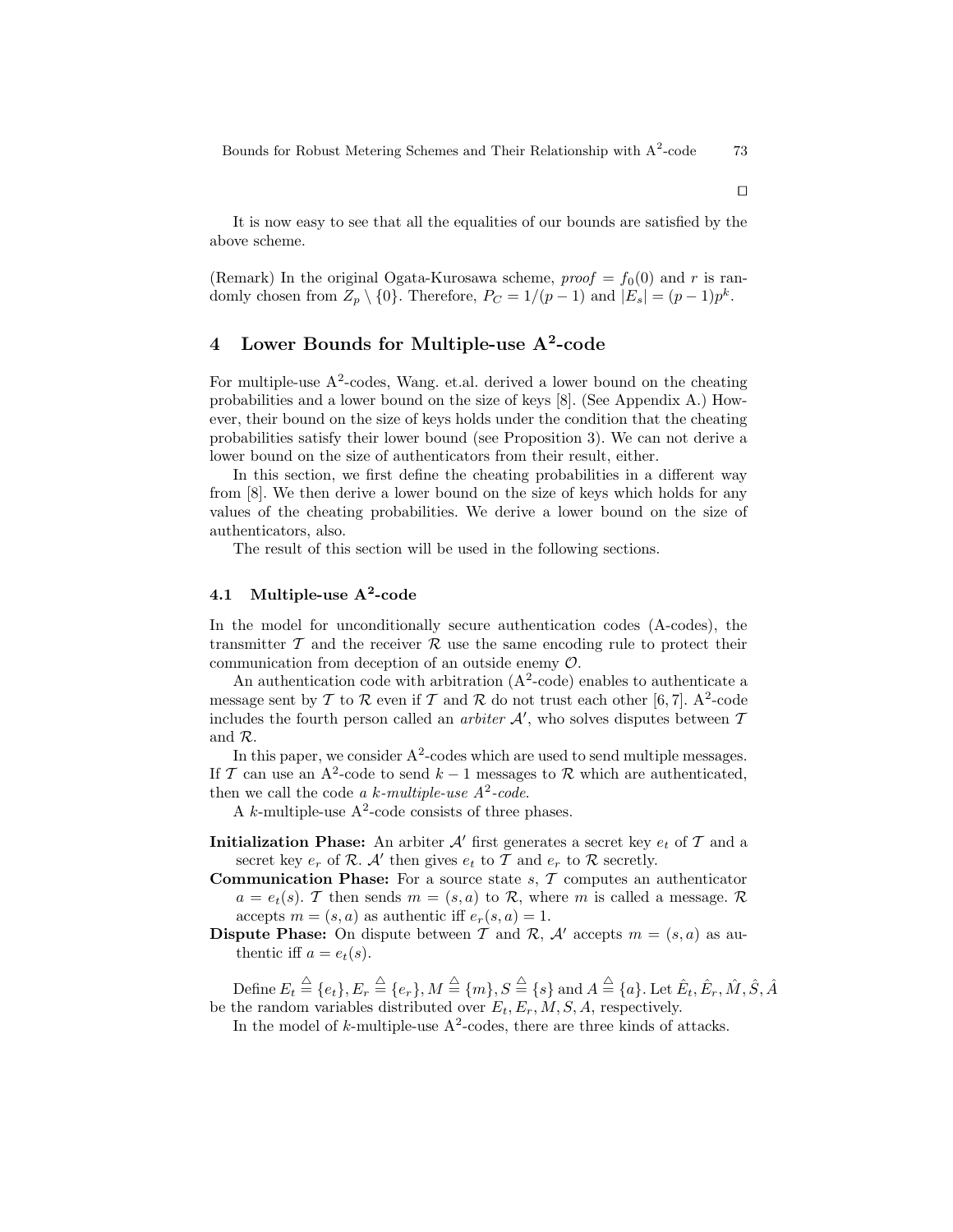□

It is now easy to see that all the equalities of our bounds are satisfied by the above scheme.

(Remark) In the original Ogata-Kurosawa scheme, $proof = f_0(0)$ and $r$ is randomly chosen from $Z_p \setminus \{0\}$. Therefore, $P_C = 1/(p-1)$ and $|E_s| = (p-1)p^k$.

## 4 Lower Bounds for Multiple-use A$^2$-code

For multiple-use A$^2$-codes, Wang. et.al. derived a lower bound on the cheating probabilities and a lower bound on the size of keys [8]. (See Appendix A.) However, their bound on the size of keys holds under the condition that the cheating probabilities satisfy their lower bound (see Proposition 3). We can not derive a lower bound on the size of authenticators from their result, either.

In this section, we first define the cheating probabilities in a different way from [8]. We then derive a lower bound on the size of keys which holds for any values of the cheating probabilities. We derive a lower bound on the size of authenticators, also.

The result of this section will be used in the following sections.

### 4.1 Multiple-use A$^2$-code

In the model for unconditionally secure authentication codes (A-codes), the transmitter $\mathcal{T}$ and the receiver $\mathcal{R}$ use the same encoding rule to protect their communication from deception of an outside enemy $\mathcal{O}$.

An authentication code with arbitration (A$^2$-code) enables to authenticate a message sent by $\mathcal{T}$ to $\mathcal{R}$ even if $\mathcal{T}$ and $\mathcal{R}$ do not trust each other [6, 7]. A$^2$-code includes the fourth person called an *arbiter* $\mathcal{A}'$, who solves disputes between $\mathcal{T}$ and $\mathcal{R}$.

In this paper, we consider A$^2$-codes which are used to send multiple messages. If $\mathcal{T}$ can use an A$^2$-code to send $k-1$ messages to $\mathcal{R}$ which are authenticated, then we call the code *a k-multiple-use A$^2$-code*.

A $k$-multiple-use A$^2$-code consists of three phases.

**Initialization Phase:** An arbiter $\mathcal{A}'$ first generates a secret key $e_t$ of $\mathcal{T}$ and a secret key $e_r$ of $\mathcal{R}$. $\mathcal{A}'$ then gives $e_t$ to $\mathcal{T}$ and $e_r$ to $\mathcal{R}$ secretly.

**Communication Phase:** For a source state $s$, $\mathcal{T}$ computes an authenticator $a = e_t(s)$. $\mathcal{T}$ then sends $m = (s, a)$ to $\mathcal{R}$, where $m$ is called a message. $\mathcal{R}$ accepts $m = (s, a)$ as authentic iff $e_r(s, a) = 1$.

**Dispute Phase:** On dispute between $\mathcal{T}$ and $\mathcal{R}$, $\mathcal{A}'$ accepts $m = (s, a)$ as authentic iff $a = e_t(s)$.

Define $E_t \triangleq \{e_t\}, E_r \triangleq \{e_r\}, M \triangleq \{m\}, S \triangleq \{s\}$ and $A \triangleq \{a\}$. Let $\hat{E}_t, \hat{E}_r, \hat{M}, \hat{S}, \hat{A}$ be the random variables distributed over $E_t, E_r, M, S, A$, respectively.

In the model of $k$-multiple-use A$^2$-codes, there are three kinds of attacks.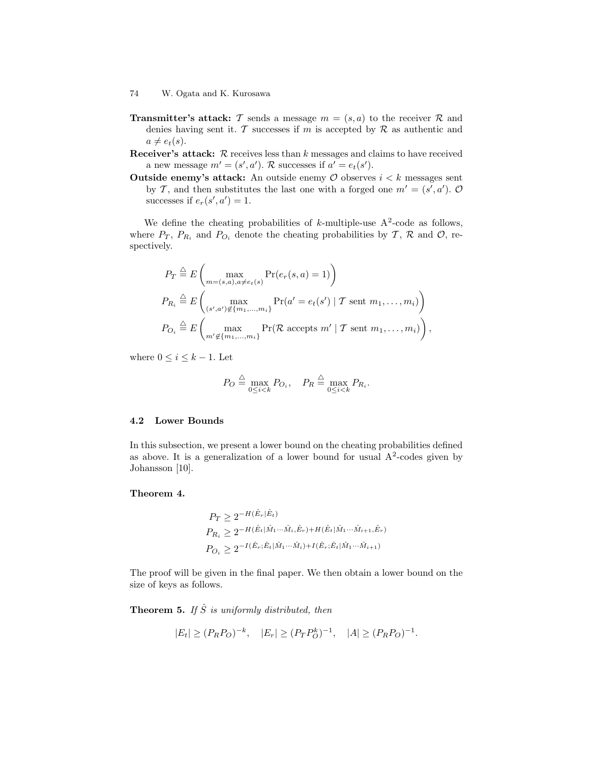**Transmitter's attack:** $\mathcal{T}$ sends a message $m = (s, a)$ to the receiver $\mathcal{R}$ and denies having sent it. $\mathcal{T}$ successes if $m$ is accepted by $\mathcal{R}$ as authentic and $a \neq e_t(s)$.

**Receiver's attack:** $\mathcal{R}$ receives less than $k$ messages and claims to have received a new message $m' = (s', a')$. $\mathcal{R}$ successes if $a' = e_t(s')$.

**Outside enemy's attack:** An outside enemy $\mathcal{O}$ observes $i < k$ messages sent by $\mathcal{T}$, and then substitutes the last one with a forged one $m' = (s', a')$. $\mathcal{O}$ successes if $e_r(s', a') = 1$.

We define the cheating probabilities of $k$-multiple-use A$^2$-code as follows, where $P_T$, $P_{R_i}$ and $P_{O_i}$ denote the cheating probabilities by $\mathcal{T}$, $\mathcal{R}$ and $\mathcal{O}$, respectively.

$$P_T \triangleq E\left(\max_{m=(s,a),a\neq e_t(s)} \Pr(e_r(s,a) = 1)\right)$$

$$P_{R_i} \triangleq E\left(\max_{(s',a')\notin\{m_1,\ldots,m_i\}} \Pr(a' = e_t(s') \mid \mathcal{T} \text{ sent } m_1, \ldots, m_i)\right)$$

$$P_{O_i} \triangleq E\left(\max_{m'\notin\{m_1,\ldots,m_i\}} \Pr(\mathcal{R} \text{ accepts } m' \mid \mathcal{T} \text{ sent } m_1, \ldots, m_i)\right),$$

where $0 \leq i \leq k-1$. Let

$$P_O \triangleq \max_{0\leq i<k} P_{O_i}, \quad P_R \triangleq \max_{0\leq i<k} P_{R_i}.$$

### 4.2 Lower Bounds

In this subsection, we present a lower bound on the cheating probabilities defined as above. It is a generalization of a lower bound for usual A$^2$-codes given by Johansson [10].

**Theorem 4.**

$$P_T \geq 2^{-H(\hat{E}_r|\hat{E}_t)}$$

$$P_{R_i} \geq 2^{-H(\hat{E}_t|\hat{M}_1\cdots\hat{M}_i,\hat{E}_r)+H(\hat{E}_t|\hat{M}_1\cdots\hat{M}_{i+1},\hat{E}_r)}$$

$$P_{O_i} \geq 2^{-I(\hat{E}_r;\hat{E}_t|\hat{M}_1\cdots\hat{M}_i)+I(\hat{E}_r;\hat{E}_t|\hat{M}_1\cdots\hat{M}_{i+1})}$$

The proof will be given in the final paper. We then obtain a lower bound on the size of keys as follows.

**Theorem 5.** *If $\hat{S}$ is uniformly distributed, then*

$$|E_t| \geq (P_R P_O)^{-k}, \quad |E_r| \geq (P_T P_O^k)^{-1}, \quad |A| \geq (P_R P_O)^{-1}.$$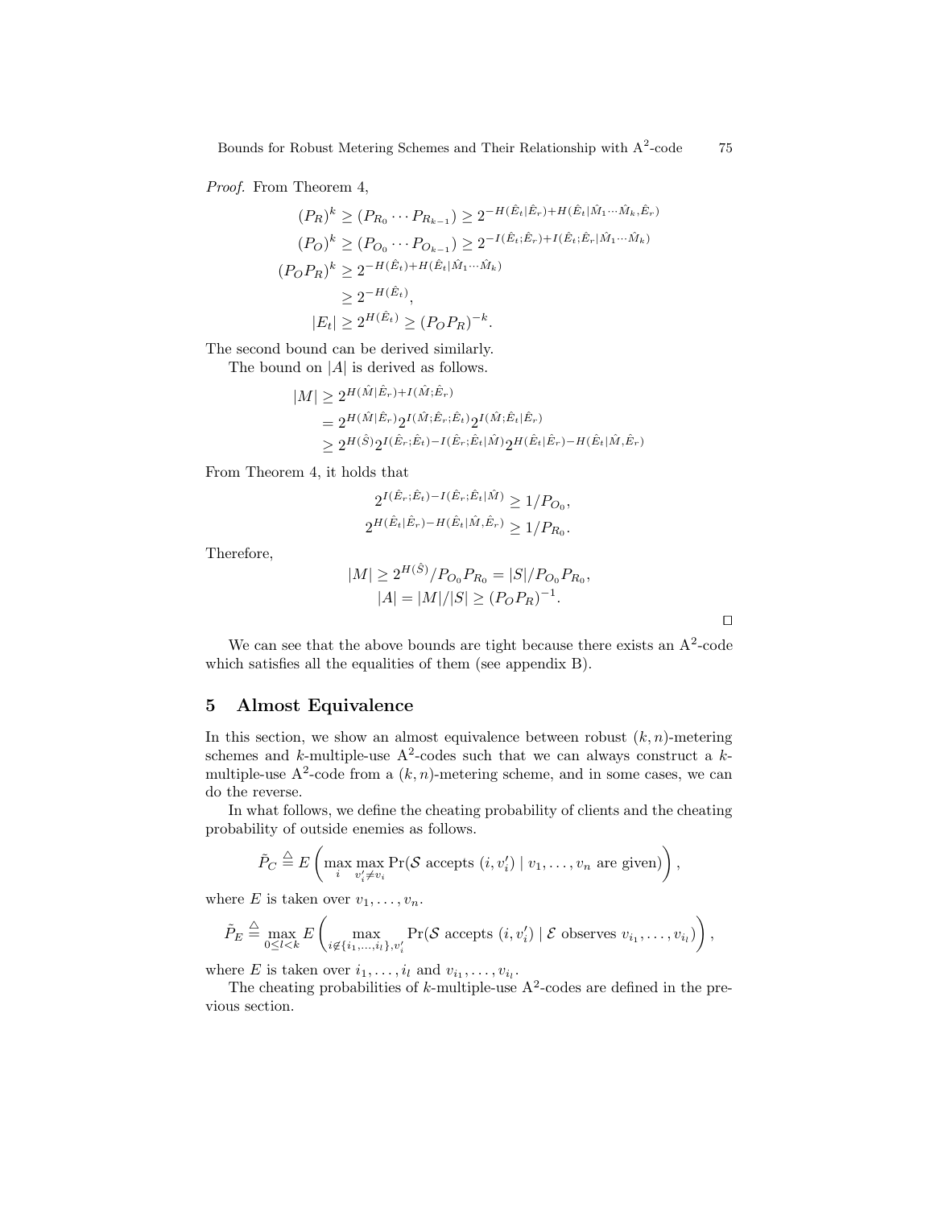*Proof.* From Theorem 4,

$$
\begin{aligned}
(P_R)^k &\geq (P_{R_0} \cdots P_{R_{k-1}}) \geq 2^{-H(\hat{E}_t|\hat{E}_r)+H(\hat{E}_t|\hat{M}_1\cdots\hat{M}_k,\hat{E}_r)} \\
(P_O)^k &\geq (P_{O_0} \cdots P_{O_{k-1}}) \geq 2^{-I(\hat{E}_t;\hat{E}_r)+I(\hat{E}_t;\hat{E}_r|\hat{M}_1\cdots\hat{M}_k)} \\
(P_O P_R)^k &\geq 2^{-H(\hat{E}_t)+H(\hat{E}_t|\hat{M}_1\cdots\hat{M}_k)} \\
&\geq 2^{-H(\hat{E}_t)}, \\
|E_t| &\geq 2^{H(\hat{E}_t)} \geq (P_O P_R)^{-k}.
\end{aligned}
$$

The second bound can be derived similarly.

The bound on $|A|$ is derived as follows.

$$
\begin{aligned}
|M| &\geq 2^{H(\hat{M}|\hat{E}_r)+I(\hat{M};\hat{E}_r)} \\
&= 2^{H(\hat{M}|\hat{E}_r)} 2^{I(\hat{M};\hat{E}_r;\hat{E}_t)} 2^{I(\hat{M};\hat{E}_t|\hat{E}_r)} \\
&\geq 2^{H(\hat{S})} 2^{I(\hat{E}_r;\hat{E}_t)-I(\hat{E}_r;\hat{E}_t|\hat{M})} 2^{H(\hat{E}_t|\hat{E}_r)-H(\hat{E}_t|\hat{M},\hat{E}_r)}
\end{aligned}
$$

From Theorem 4, it holds that

$$
\begin{aligned}
2^{I(\hat{E}_r;\hat{E}_t)-I(\hat{E}_r;\hat{E}_t|\hat{M})} &\geq 1/P_{O_0}, \\
2^{H(\hat{E}_t|\hat{E}_r)-H(\hat{E}_t|\hat{M},\hat{E}_r)} &\geq 1/P_{R_0}.
\end{aligned}
$$

Therefore,

$$
\begin{aligned}
|M| &\geq 2^{H(\hat{S})}/P_{O_0}P_{R_0} = |S|/P_{O_0}P_{R_0}, \\
|A| &= |M|/|S| \geq (P_O P_R)^{-1}.
\end{aligned}
$$

□

We can see that the above bounds are tight because there exists an A$^2$-code which satisfies all the equalities of them (see appendix B).

## 5 Almost Equivalence

In this section, we show an almost equivalence between robust $(k, n)$-metering schemes and $k$-multiple-use A$^2$-codes such that we can always construct a $k$-multiple-use A$^2$-code from a $(k, n)$-metering scheme, and in some cases, we can do the reverse.

In what follows, we define the cheating probability of clients and the cheating probability of outside enemies as follows.

$$
\tilde{P}_C \stackrel{\triangle}{=} E\left(\max_i \max_{v_i' \neq v_i} \Pr(\mathcal{S} \text{ accepts } (i, v_i') \mid v_1, \ldots, v_n \text{ are given})\right),
$$

where $E$ is taken over $v_1, \ldots, v_n$.

$$
\tilde{P}_E \stackrel{\triangle}{=} \max_{0 \leq l < k} E\left(\max_{i \notin \{i_1,\ldots,i_l\}, v_i'} \Pr(\mathcal{S} \text{ accepts } (i, v_i') \mid \mathcal{E} \text{ observes } v_{i_1}, \ldots, v_{i_l})\right),
$$

where $E$ is taken over $i_1, \ldots, i_l$ and $v_{i_1}, \ldots, v_{i_l}$.

The cheating probabilities of $k$-multiple-use A$^2$-codes are defined in the previous section.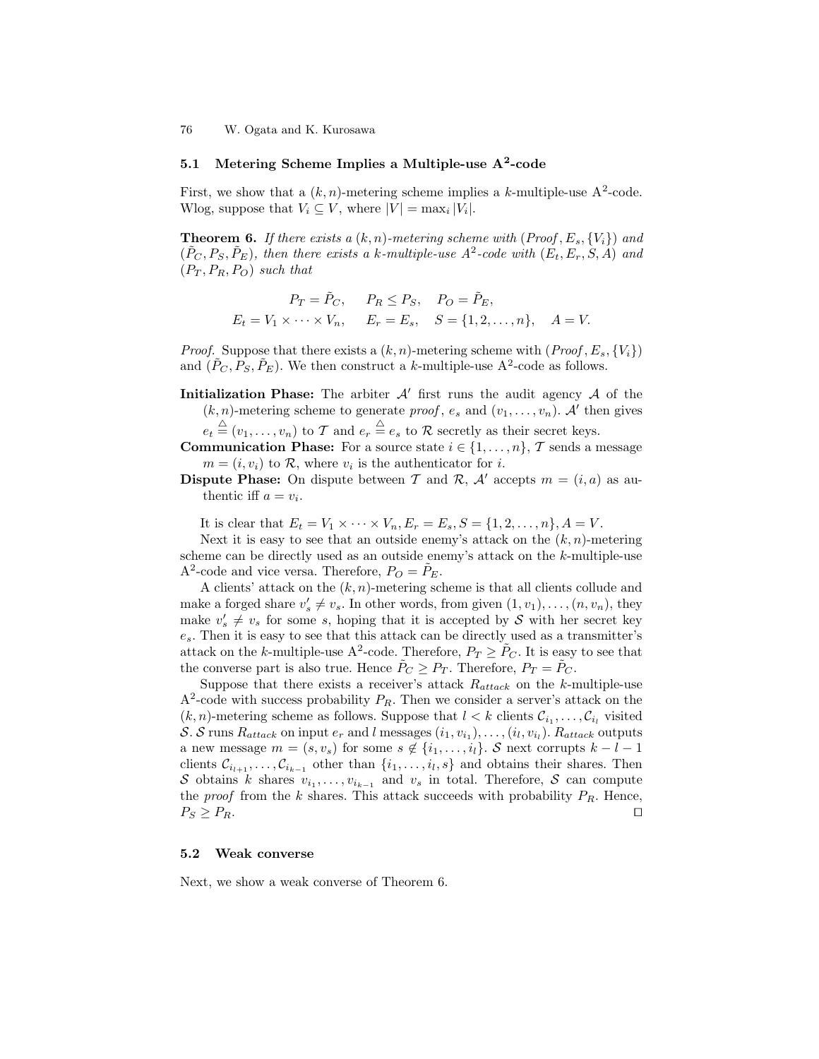### 5.1 Metering Scheme Implies a Multiple-use A$^2$-code

First, we show that a $(k, n)$-metering scheme implies a $k$-multiple-use A$^2$-code. Wlog, suppose that $V_i \subseteq V$, where $|V| = \max_i |V_i|$.

**Theorem 6.** *If there exists a $(k, n)$-metering scheme with $(Proof, E_s, \{V_i\})$ and $(\tilde{P}_C, P_S, \tilde{P}_E)$, then there exists a $k$-multiple-use A$^2$-code with $(E_t, E_r, S, A)$ and $(P_T, P_R, P_O)$ such that*

$$P_T = \tilde{P}_C, \quad P_R \leq P_S, \quad P_O = \tilde{P}_E,$$
$$E_t = V_1 \times \cdots \times V_n, \quad E_r = E_s, \quad S = \{1, 2, \ldots, n\}, \quad A = V.$$

*Proof.* Suppose that there exists a $(k, n)$-metering scheme with $(Proof, E_s, \{V_i\})$ and $(\tilde{P}_C, P_S, \tilde{P}_E)$. We then construct a $k$-multiple-use A$^2$-code as follows.

**Initialization Phase:** The arbiter $\mathcal{A}'$ first runs the audit agency $\mathcal{A}$ of the $(k, n)$-metering scheme to generate *proof*, $e_s$ and $(v_1, \ldots, v_n)$. $\mathcal{A}'$ then gives $e_t \stackrel{\triangle}{=} (v_1, \ldots, v_n)$ to $\mathcal{T}$ and $e_r \stackrel{\triangle}{=} e_s$ to $\mathcal{R}$ secretly as their secret keys.

**Communication Phase:** For a source state $i \in \{1, \ldots, n\}$, $\mathcal{T}$ sends a message $m = (i, v_i)$ to $\mathcal{R}$, where $v_i$ is the authenticator for $i$.

**Dispute Phase:** On dispute between $\mathcal{T}$ and $\mathcal{R}$, $\mathcal{A}'$ accepts $m = (i, a)$ as authentic iff $a = v_i$.

It is clear that $E_t = V_1 \times \cdots \times V_n, E_r = E_s, S = \{1, 2, \ldots, n\}, A = V$.

Next it is easy to see that an outside enemy's attack on the $(k, n)$-metering scheme can be directly used as an outside enemy's attack on the $k$-multiple-use A$^2$-code and vice versa. Therefore, $P_O = \tilde{P}_E$.

A clients' attack on the $(k, n)$-metering scheme is that all clients collude and make a forged share $v'_s \neq v_s$. In other words, from given $(1, v_1), \ldots, (n, v_n)$, they make $v'_s \neq v_s$ for some $s$, hoping that it is accepted by $\mathcal{S}$ with her secret key $e_s$. Then it is easy to see that this attack can be directly used as a transmitter's attack on the $k$-multiple-use A$^2$-code. Therefore, $P_T \geq \tilde{P}_C$. It is easy to see that the converse part is also true. Hence $\tilde{P}_C \geq P_T$. Therefore, $P_T = \tilde{P}_C$.

Suppose that there exists a receiver's attack $R_{attack}$ on the $k$-multiple-use A$^2$-code with success probability $P_R$. Then we consider a server's attack on the $(k, n)$-metering scheme as follows. Suppose that $l < k$ clients $\mathcal{C}_{i_1}, \ldots, \mathcal{C}_{i_l}$ visited $\mathcal{S}$. $\mathcal{S}$ runs $R_{attack}$ on input $e_r$ and $l$ messages $(i_1, v_{i_1}), \ldots, (i_l, v_{i_l})$. $R_{attack}$ outputs a new message $m = (s, v_s)$ for some $s \notin \{i_1, \ldots, i_l\}$. $\mathcal{S}$ next corrupts $k - l - 1$ clients $\mathcal{C}_{i_{l+1}}, \ldots, \mathcal{C}_{i_{k-1}}$ other than $\{i_1, \ldots, i_l, s\}$ and obtains their shares. Then $\mathcal{S}$ obtains $k$ shares $v_{i_1}, \ldots, v_{i_{k-1}}$ and $v_s$ in total. Therefore, $\mathcal{S}$ can compute the *proof* from the $k$ shares. This attack succeeds with probability $P_R$. Hence, $P_S \geq P_R$. □

### 5.2 Weak converse

Next, we show a weak converse of Theorem 6.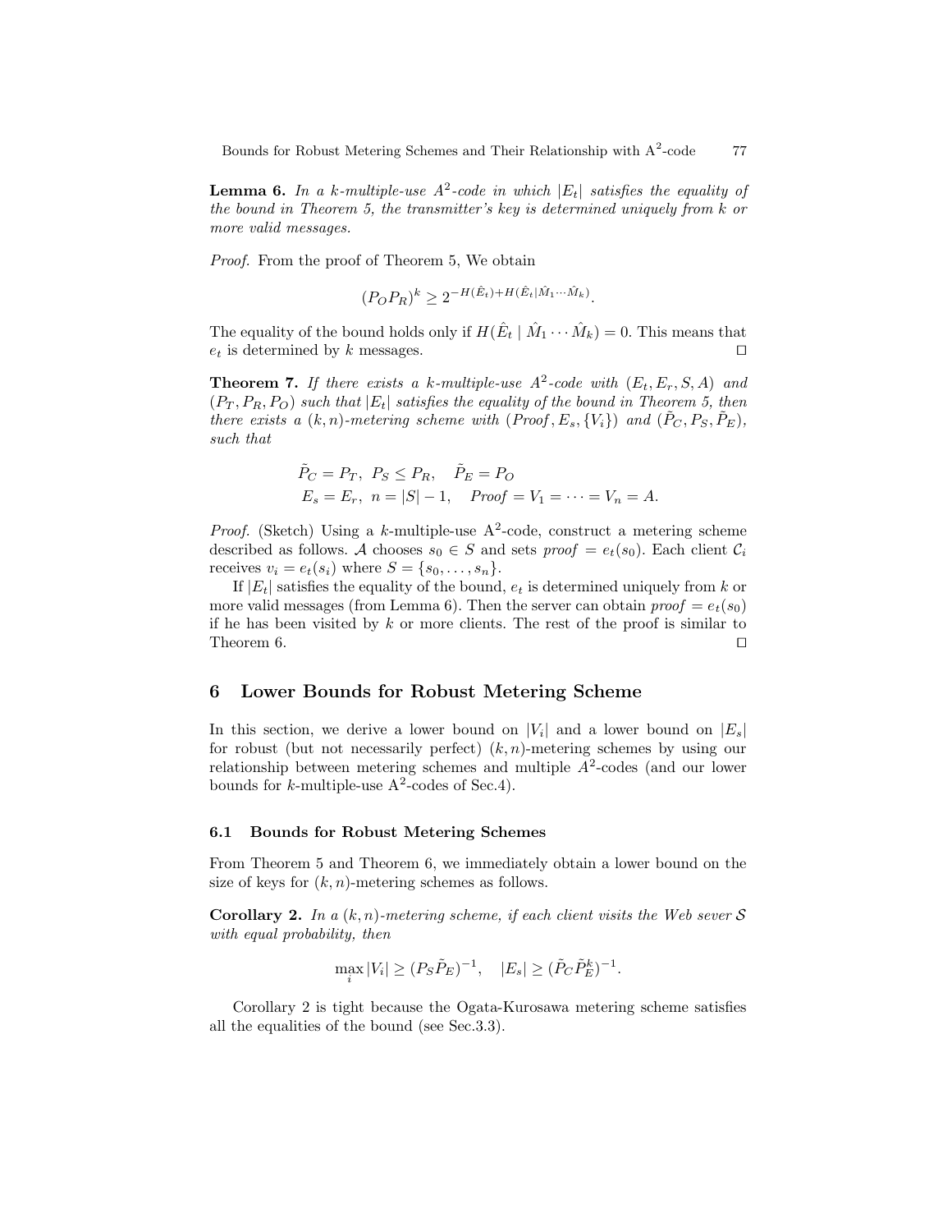**Lemma 6.** *In a $k$-multiple-use $A^2$-code in which $|E_t|$ satisfies the equality of the bound in Theorem 5, the transmitter's key is determined uniquely from $k$ or more valid messages.*

*Proof.* From the proof of Theorem 5, We obtain

$$(P_O P_R)^k \geq 2^{-H(\hat{E}_t)+H(\hat{E}_t|\hat{M}_1\cdots\hat{M}_k)}.$$

The equality of the bound holds only if $H(\hat{E}_t \mid \hat{M}_1 \cdots \hat{M}_k) = 0$. This means that $e_t$ is determined by $k$ messages. $\square$

**Theorem 7.** *If there exists a $k$-multiple-use $A^2$-code with $(E_t, E_r, S, A)$ and $(P_T, P_R, P_O)$ such that $|E_t|$ satisfies the equality of the bound in Theorem 5, then there exists a $(k,n)$-metering scheme with $(Proof, E_s, \{V_i\})$ and $(\tilde{P}_C, P_S, \tilde{P}_E)$, such that*

$$\tilde{P}_C = P_T,\ \ P_S \leq P_R, \quad \tilde{P}_E = P_O$$
$$E_s = E_r,\ \ n = |S| - 1, \quad Proof = V_1 = \cdots = V_n = A.$$

*Proof.* (Sketch) Using a $k$-multiple-use A$^2$-code, construct a metering scheme described as follows. $\mathcal{A}$ chooses $s_0 \in S$ and sets $proof = e_t(s_0)$. Each client $\mathcal{C}_i$ receives $v_i = e_t(s_i)$ where $S = \{s_0, \ldots, s_n\}$.

If $|E_t|$ satisfies the equality of the bound, $e_t$ is determined uniquely from $k$ or more valid messages (from Lemma 6). Then the server can obtain $proof = e_t(s_0)$ if he has been visited by $k$ or more clients. The rest of the proof is similar to Theorem 6. $\square$

## 6 Lower Bounds for Robust Metering Scheme

In this section, we derive a lower bound on $|V_i|$ and a lower bound on $|E_s|$ for robust (but not necessarily perfect) $(k,n)$-metering schemes by using our relationship between metering schemes and multiple $A^2$-codes (and our lower bounds for $k$-multiple-use A$^2$-codes of Sec.4).

### 6.1 Bounds for Robust Metering Schemes

From Theorem 5 and Theorem 6, we immediately obtain a lower bound on the size of keys for $(k,n)$-metering schemes as follows.

**Corollary 2.** *In a $(k,n)$-metering scheme, if each client visits the Web sever $\mathcal{S}$ with equal probability, then*

$$\max_i |V_i| \geq (P_S \tilde{P}_E)^{-1}, \quad |E_s| \geq (\tilde{P}_C \tilde{P}_E^k)^{-1}.$$

Corollary 2 is tight because the Ogata-Kurosawa metering scheme satisfies all the equalities of the bound (see Sec.3.3).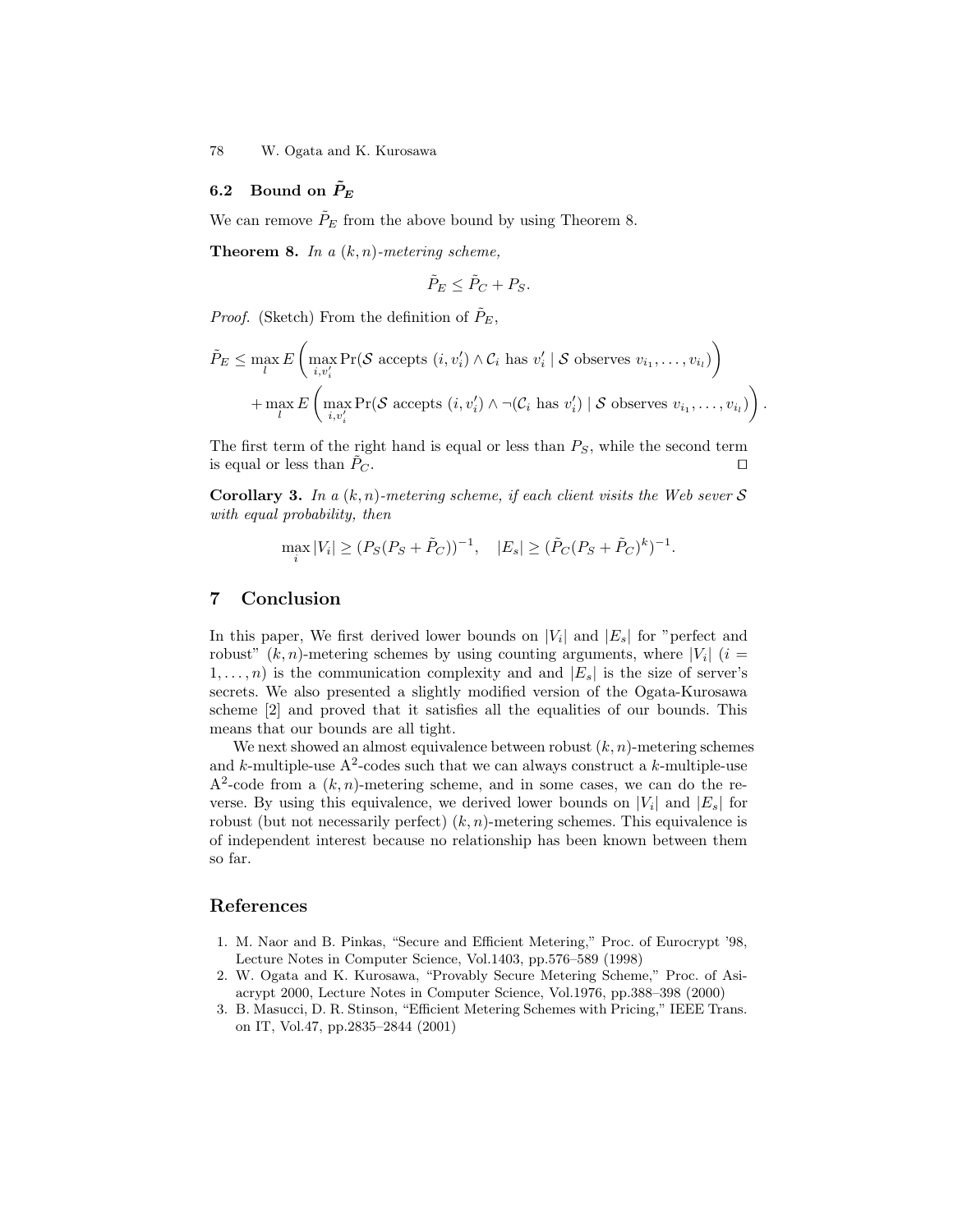### 6.2 Bound on $\tilde{P}_E$

We can remove $\tilde{P}_E$ from the above bound by using Theorem 8.

**Theorem 8.** *In a* $(k,n)$*-metering scheme,*

$$\tilde{P}_E \le \tilde{P}_C + P_S.$$

*Proof.* (Sketch) From the definition of $\tilde{P}_E$,

$$\tilde{P}_E \le \max_l E\left( \max_{i,v'_i} \Pr(\mathcal{S} \text{ accepts } (i, v'_i) \wedge \mathcal{C}_i \text{ has } v'_i \mid \mathcal{S} \text{ observes } v_{i_1}, \ldots, v_{i_l}) \right)$$
$$+ \max_l E\left( \max_{i,v'_i} \Pr(\mathcal{S} \text{ accepts } (i, v'_i) \wedge \neg(\mathcal{C}_i \text{ has } v'_i) \mid \mathcal{S} \text{ observes } v_{i_1}, \ldots, v_{i_l}) \right).$$

The first term of the right hand is equal or less than $P_S$, while the second term is equal or less than $\tilde{P}_C$. □

**Corollary 3.** *In a* $(k,n)$*-metering scheme, if each client visits the Web sever* $\mathcal{S}$ *with equal probability, then*

$$\max_i |V_i| \ge (P_S(P_S + \tilde{P}_C))^{-1}, \quad |E_s| \ge (\tilde{P}_C(P_S + \tilde{P}_C)^k)^{-1}.$$

## 7 Conclusion

In this paper, We first derived lower bounds on $|V_i|$ and $|E_s|$ for "perfect and robust" $(k,n)$-metering schemes by using counting arguments, where $|V_i|$ $(i = 1, \ldots, n)$ is the communication complexity and and $|E_s|$ is the size of server's secrets. We also presented a slightly modified version of the Ogata-Kurosawa scheme [2] and proved that it satisfies all the equalities of our bounds. This means that our bounds are all tight.

We next showed an almost equivalence between robust $(k,n)$-metering schemes and $k$-multiple-use $\mathrm{A}^2$-codes such that we can always construct a $k$-multiple-use $\mathrm{A}^2$-code from a $(k,n)$-metering scheme, and in some cases, we can do the reverse. By using this equivalence, we derived lower bounds on $|V_i|$ and $|E_s|$ for robust (but not necessarily perfect) $(k,n)$-metering schemes. This equivalence is of independent interest because no relationship has been known between them so far.

## References

1. M. Naor and B. Pinkas, "Secure and Efficient Metering," Proc. of Eurocrypt '98, Lecture Notes in Computer Science, Vol.1403, pp.576–589 (1998)
2. W. Ogata and K. Kurosawa, "Provably Secure Metering Scheme," Proc. of Asiacrypt 2000, Lecture Notes in Computer Science, Vol.1976, pp.388–398 (2000)
3. B. Masucci, D. R. Stinson, "Efficient Metering Schemes with Pricing," IEEE Trans. on IT, Vol.47, pp.2835–2844 (2001)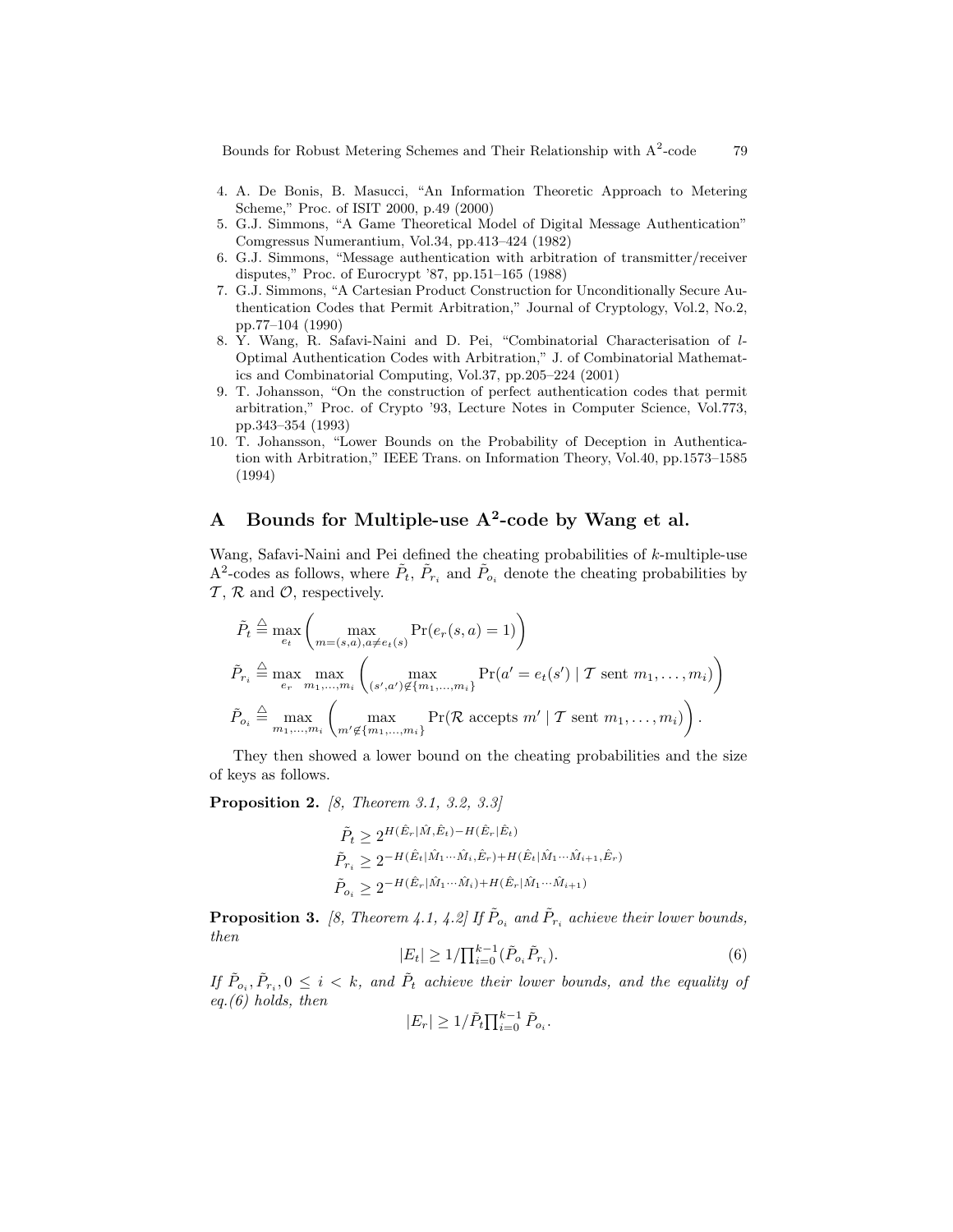4. A. De Bonis, B. Masucci, "An Information Theoretic Approach to Metering Scheme," Proc. of ISIT 2000, p.49 (2000)
5. G.J. Simmons, "A Game Theoretical Model of Digital Message Authentication" Comgressus Numerantium, Vol.34, pp.413–424 (1982)
6. G.J. Simmons, "Message authentication with arbitration of transmitter/receiver disputes," Proc. of Eurocrypt '87, pp.151–165 (1988)
7. G.J. Simmons, "A Cartesian Product Construction for Unconditionally Secure Authentication Codes that Permit Arbitration," Journal of Cryptology, Vol.2, No.2, pp.77–104 (1990)
8. Y. Wang, R. Safavi-Naini and D. Pei, "Combinatorial Characterisation of $l$-Optimal Authentication Codes with Arbitration," J. of Combinatorial Mathematics and Combinatorial Computing, Vol.37, pp.205–224 (2001)
9. T. Johansson, "On the construction of perfect authentication codes that permit arbitration," Proc. of Crypto '93, Lecture Notes in Computer Science, Vol.773, pp.343–354 (1993)
10. T. Johansson, "Lower Bounds on the Probability of Deception in Authentication with Arbitration," IEEE Trans. on Information Theory, Vol.40, pp.1573–1585 (1994)

## A Bounds for Multiple-use A$^2$-code by Wang et al.

Wang, Safavi-Naini and Pei defined the cheating probabilities of $k$-multiple-use A$^2$-codes as follows, where $\tilde{P}_t$, $\tilde{P}_{r_i}$ and $\tilde{P}_{o_i}$ denote the cheating probabilities by $\mathcal{T}$, $\mathcal{R}$ and $\mathcal{O}$, respectively.

$$\tilde{P}_t \triangleq \max_{e_t}\left(\max_{m=(s,a),a\neq e_t(s)} \Pr(e_r(s,a)=1)\right)$$

$$\tilde{P}_{r_i} \triangleq \max_{e_r}\max_{m_1,\ldots,m_i}\left(\max_{(s',a')\notin\{m_1,\ldots,m_i\}} \Pr(a'=e_t(s') \mid \mathcal{T} \text{ sent } m_1,\ldots,m_i)\right)$$

$$\tilde{P}_{o_i} \triangleq \max_{m_1,\ldots,m_i}\left(\max_{m'\notin\{m_1,\ldots,m_i\}} \Pr(\mathcal{R} \text{ accepts } m' \mid \mathcal{T} \text{ sent } m_1,\ldots,m_i)\right).$$

They then showed a lower bound on the cheating probabilities and the size of keys as follows.

**Proposition 2.** *[8, Theorem 3.1, 3.2, 3.3]*

$$\tilde{P}_t \geq 2^{H(\hat{E}_r|\hat{M},\hat{E}_t)-H(\hat{E}_r|\hat{E}_t)}$$

$$\tilde{P}_{r_i} \geq 2^{-H(\hat{E}_t|\hat{M}_1\cdots\hat{M}_i,\hat{E}_r)+H(\hat{E}_t|\hat{M}_1\cdots\hat{M}_{i+1},\hat{E}_r)}$$

$$\tilde{P}_{o_i} \geq 2^{-H(\hat{E}_r|\hat{M}_1\cdots\hat{M}_i)+H(\hat{E}_r|\hat{M}_1\cdots\hat{M}_{i+1})}$$

**Proposition 3.** *[8, Theorem 4.1, 4.2] If $\tilde{P}_{o_i}$ and $\tilde{P}_{r_i}$ achieve their lower bounds, then*

$$|E_t| \geq 1/\textstyle\prod_{i=0}^{k-1}(\tilde{P}_{o_i}\tilde{P}_{r_i}). \tag{6}$$

*If $\tilde{P}_{o_i}, \tilde{P}_{r_i}, 0 \leq i < k$, and $\tilde{P}_t$ achieve their lower bounds, and the equality of eq.(6) holds, then*

$$|E_r| \geq 1/\tilde{P}_t\textstyle\prod_{i=0}^{k-1}\tilde{P}_{o_i}.$$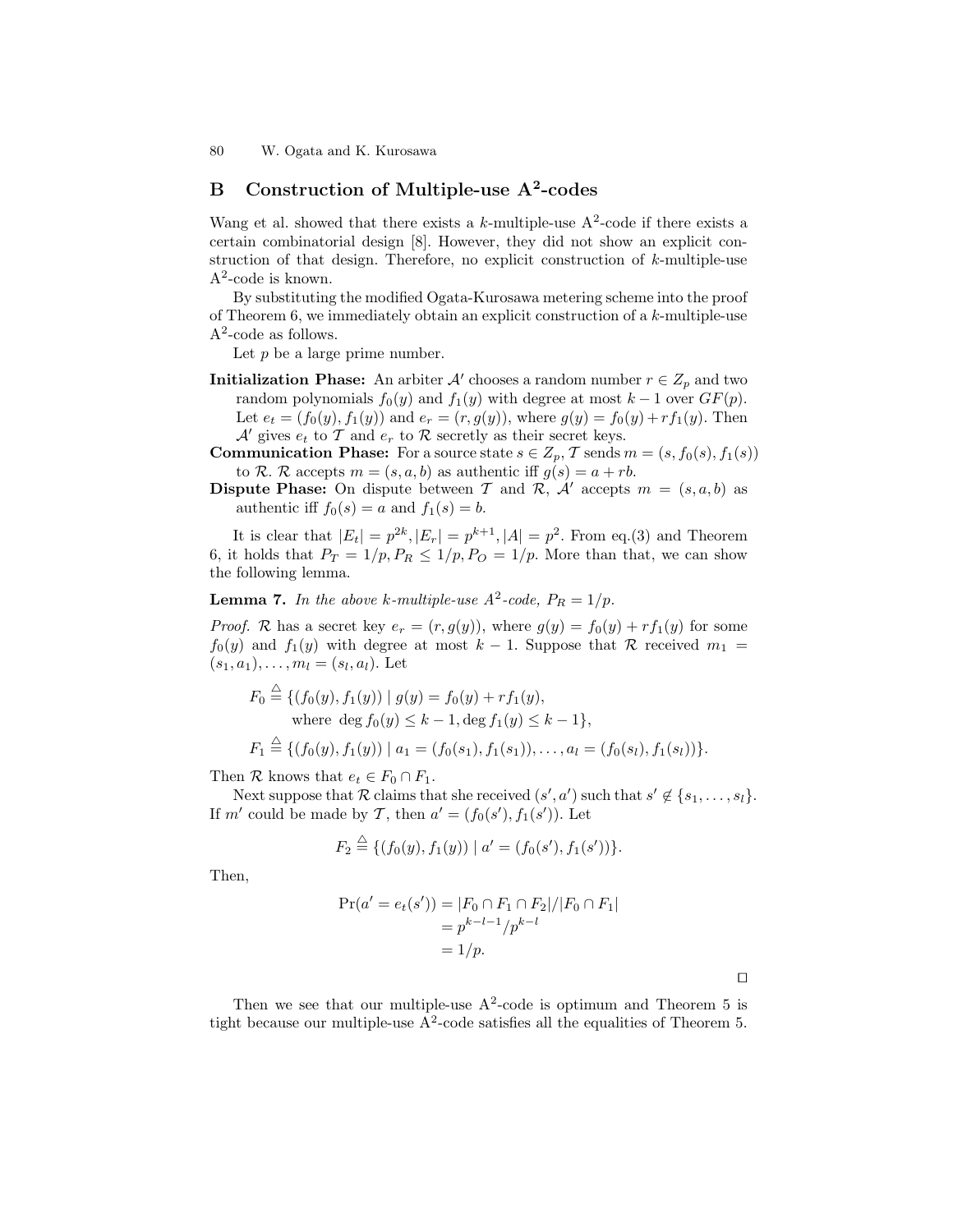## B Construction of Multiple-use A$^2$-codes

Wang et al. showed that there exists a $k$-multiple-use A$^2$-code if there exists a certain combinatorial design [8]. However, they did not show an explicit construction of that design. Therefore, no explicit construction of $k$-multiple-use A$^2$-code is known.

By substituting the modified Ogata-Kurosawa metering scheme into the proof of Theorem 6, we immediately obtain an explicit construction of a $k$-multiple-use A$^2$-code as follows.

Let $p$ be a large prime number.

**Initialization Phase:** An arbiter $\mathcal{A}'$ chooses a random number $r \in Z_p$ and two random polynomials $f_0(y)$ and $f_1(y)$ with degree at most $k-1$ over $GF(p)$. Let $e_t = (f_0(y), f_1(y))$ and $e_r = (r, g(y))$, where $g(y) = f_0(y) + rf_1(y)$. Then $\mathcal{A}'$ gives $e_t$ to $\mathcal{T}$ and $e_r$ to $\mathcal{R}$ secretly as their secret keys.

**Communication Phase:** For a source state $s \in Z_p$, $\mathcal{T}$ sends $m = (s, f_0(s), f_1(s))$ to $\mathcal{R}$. $\mathcal{R}$ accepts $m = (s, a, b)$ as authentic iff $g(s) = a + rb$.

**Dispute Phase:** On dispute between $\mathcal{T}$ and $\mathcal{R}$, $\mathcal{A}'$ accepts $m = (s, a, b)$ as authentic iff $f_0(s) = a$ and $f_1(s) = b$.

It is clear that $|E_t| = p^{2k}, |E_r| = p^{k+1}, |A| = p^2$. From eq.(3) and Theorem 6, it holds that $P_T = 1/p, P_R \leq 1/p, P_O = 1/p$. More than that, we can show the following lemma.

**Lemma 7.** *In the above $k$-multiple-use $A^2$-code, $P_R = 1/p$.*

*Proof.* $\mathcal{R}$ has a secret key $e_r = (r, g(y))$, where $g(y) = f_0(y) + rf_1(y)$ for some $f_0(y)$ and $f_1(y)$ with degree at most $k-1$. Suppose that $\mathcal{R}$ received $m_1 = (s_1, a_1), \ldots, m_l = (s_l, a_l)$. Let

$$
\begin{aligned}
F_0 &\stackrel{\triangle}{=} \{(f_0(y), f_1(y)) \mid g(y) = f_0(y) + rf_1(y), \\
&\qquad \text{where } \deg f_0(y) \leq k-1, \deg f_1(y) \leq k-1\}, \\
F_1 &\stackrel{\triangle}{=} \{(f_0(y), f_1(y)) \mid a_1 = (f_0(s_1), f_1(s_1)), \ldots, a_l = (f_0(s_l), f_1(s_l))\}.
\end{aligned}
$$

Then $\mathcal{R}$ knows that $e_t \in F_0 \cap F_1$.

Next suppose that $\mathcal{R}$ claims that she received $(s', a')$ such that $s' \notin \{s_1, \ldots, s_l\}$. If $m'$ could be made by $\mathcal{T}$, then $a' = (f_0(s'), f_1(s'))$. Let

$$F_2 \stackrel{\triangle}{=} \{(f_0(y), f_1(y)) \mid a' = (f_0(s'), f_1(s'))\}.$$

Then,

$$
\begin{aligned}
\Pr(a' = e_t(s')) &= |F_0 \cap F_1 \cap F_2| / |F_0 \cap F_1| \\
&= p^{k-l-1} / p^{k-l} \\
&= 1/p.
\end{aligned}
$$

□

Then we see that our multiple-use A$^2$-code is optimum and Theorem 5 is tight because our multiple-use A$^2$-code satisfies all the equalities of Theorem 5.